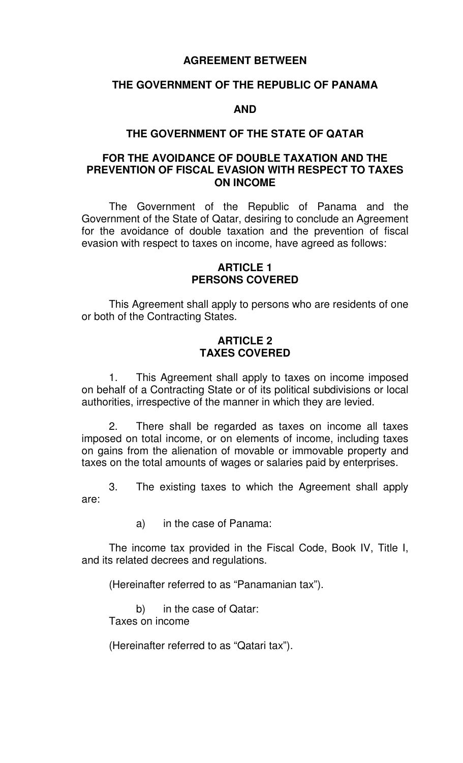**AGREEMENT BETWEEN**

**THE GOVERNMENT OF THE REPUBLIC OF PANAMA**

**AND**

**THE GOVERNMENT OF THE STATE OF QATAR**

**FOR THE AVOIDANCE OF DOUBLE TAXATION AND THE PREVENTION OF FISCAL EVASION WITH RESPECT TO TAXES ON INCOME**

The Government of the Republic of Panama and the Government of the State of Qatar, desiring to conclude an Agreement for the avoidance of double taxation and the prevention of fiscal evasion with respect to taxes on income, have agreed as follows:

## ARTICLE 1
## PERSONS COVERED

This Agreement shall apply to persons who are residents of one or both of the Contracting States.

## ARTICLE 2
## TAXES COVERED

1. This Agreement shall apply to taxes on income imposed on behalf of a Contracting State or of its political subdivisions or local authorities, irrespective of the manner in which they are levied.

2. There shall be regarded as taxes on income all taxes imposed on total income, or on elements of income, including taxes on gains from the alienation of movable or immovable property and taxes on the total amounts of wages or salaries paid by enterprises.

3. The existing taxes to which the Agreement shall apply are:

a) in the case of Panama:

The income tax provided in the Fiscal Code, Book IV, Title I, and its related decrees and regulations.

(Hereinafter referred to as "Panamanian tax").

b) in the case of Qatar:
Taxes on income

(Hereinafter referred to as "Qatari tax").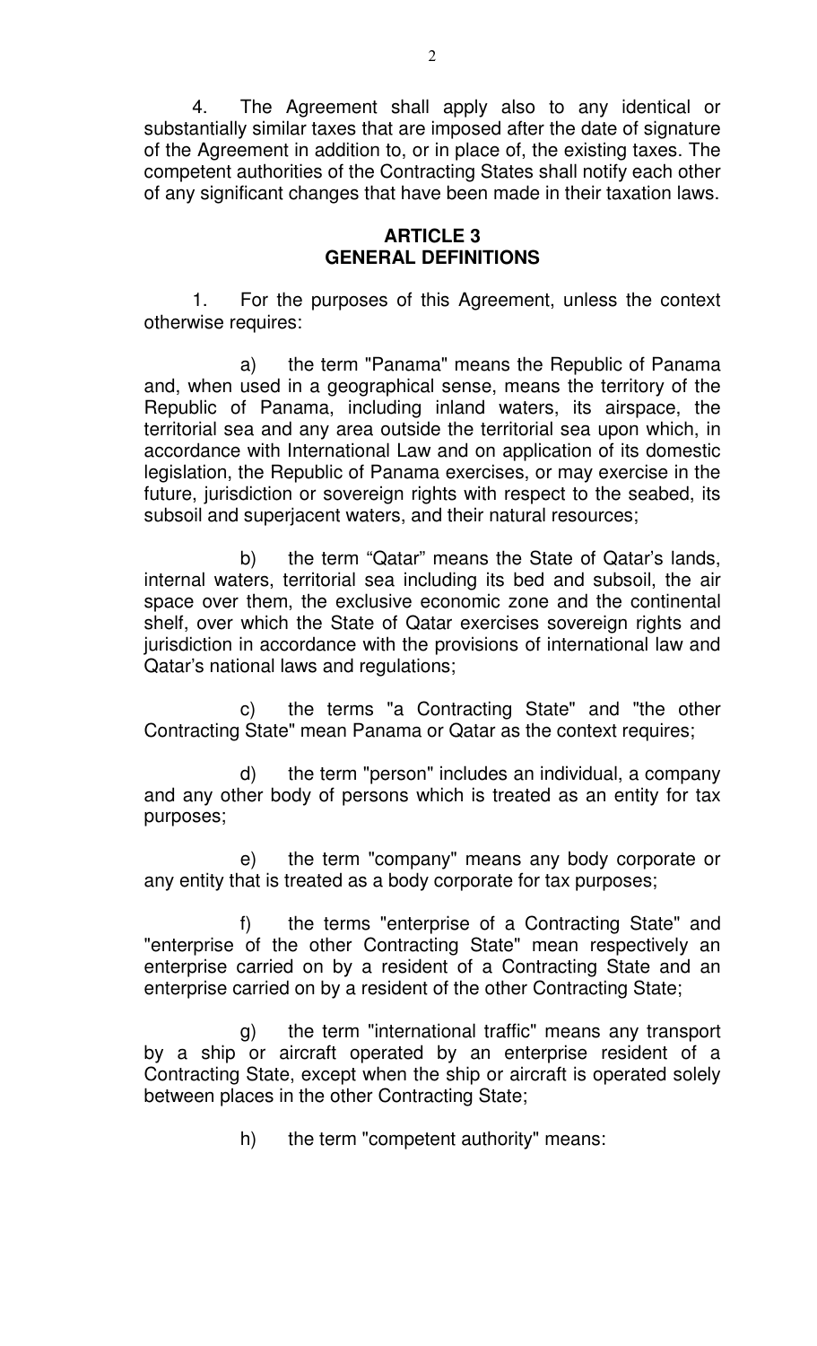4. The Agreement shall apply also to any identical or substantially similar taxes that are imposed after the date of signature of the Agreement in addition to, or in place of, the existing taxes. The competent authorities of the Contracting States shall notify each other of any significant changes that have been made in their taxation laws.

## ARTICLE 3
## GENERAL DEFINITIONS

1. For the purposes of this Agreement, unless the context otherwise requires:

a) the term "Panama" means the Republic of Panama and, when used in a geographical sense, means the territory of the Republic of Panama, including inland waters, its airspace, the territorial sea and any area outside the territorial sea upon which, in accordance with International Law and on application of its domestic legislation, the Republic of Panama exercises, or may exercise in the future, jurisdiction or sovereign rights with respect to the seabed, its subsoil and superjacent waters, and their natural resources;

b) the term "Qatar" means the State of Qatar's lands, internal waters, territorial sea including its bed and subsoil, the air space over them, the exclusive economic zone and the continental shelf, over which the State of Qatar exercises sovereign rights and jurisdiction in accordance with the provisions of international law and Qatar's national laws and regulations;

c) the terms "a Contracting State" and "the other Contracting State" mean Panama or Qatar as the context requires;

d) the term "person" includes an individual, a company and any other body of persons which is treated as an entity for tax purposes;

e) the term "company" means any body corporate or any entity that is treated as a body corporate for tax purposes;

f) the terms "enterprise of a Contracting State" and "enterprise of the other Contracting State" mean respectively an enterprise carried on by a resident of a Contracting State and an enterprise carried on by a resident of the other Contracting State;

g) the term "international traffic" means any transport by a ship or aircraft operated by an enterprise resident of a Contracting State, except when the ship or aircraft is operated solely between places in the other Contracting State;

h) the term "competent authority" means: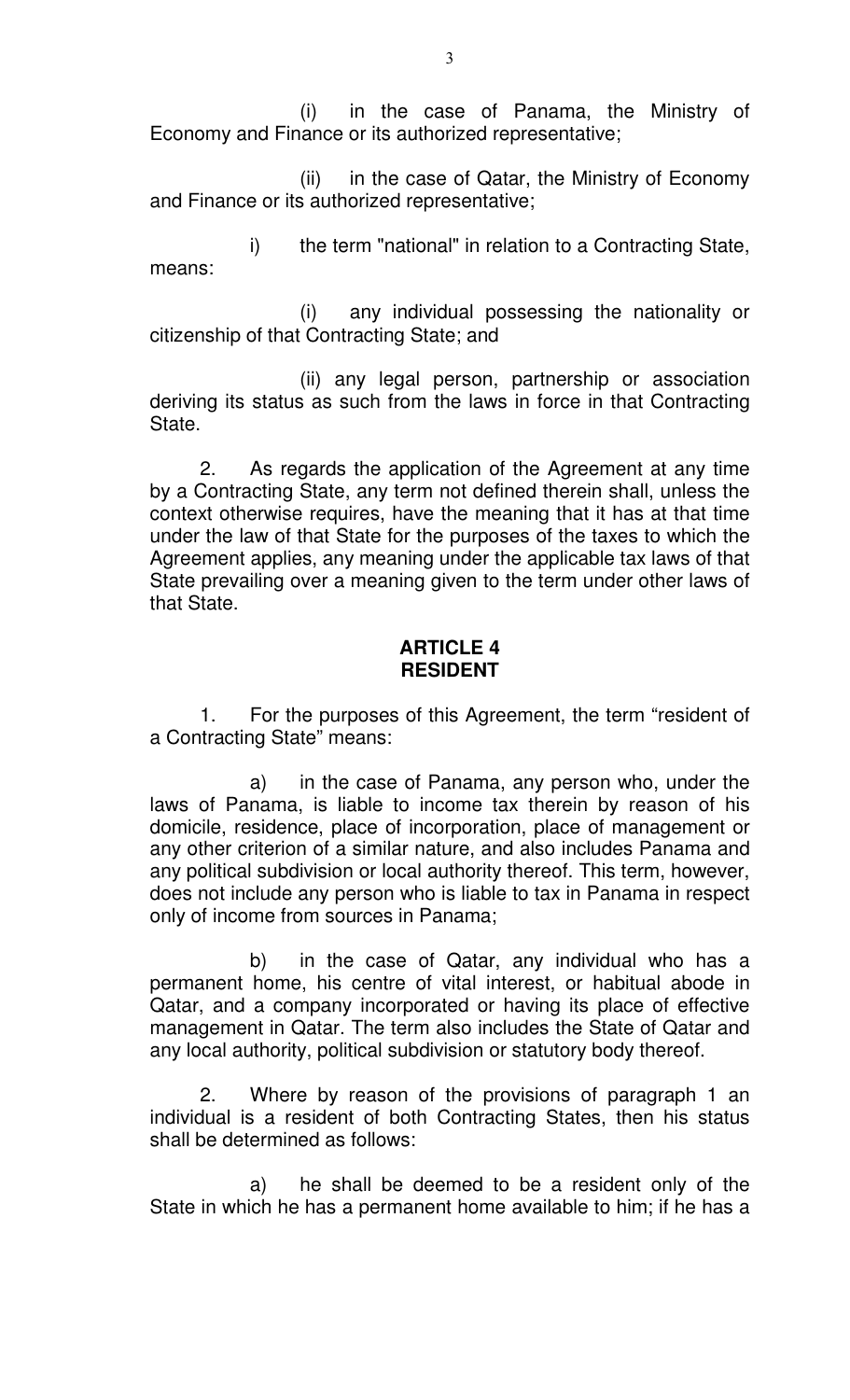(i) in the case of Panama, the Ministry of Economy and Finance or its authorized representative;

(ii) in the case of Qatar, the Ministry of Economy and Finance or its authorized representative;

i) the term "national" in relation to a Contracting State, means:

(i) any individual possessing the nationality or citizenship of that Contracting State; and

(ii) any legal person, partnership or association deriving its status as such from the laws in force in that Contracting State.

2. As regards the application of the Agreement at any time by a Contracting State, any term not defined therein shall, unless the context otherwise requires, have the meaning that it has at that time under the law of that State for the purposes of the taxes to which the Agreement applies, any meaning under the applicable tax laws of that State prevailing over a meaning given to the term under other laws of that State.

## ARTICLE 4
## RESIDENT

1. For the purposes of this Agreement, the term “resident of a Contracting State” means:

a) in the case of Panama, any person who, under the laws of Panama, is liable to income tax therein by reason of his domicile, residence, place of incorporation, place of management or any other criterion of a similar nature, and also includes Panama and any political subdivision or local authority thereof. This term, however, does not include any person who is liable to tax in Panama in respect only of income from sources in Panama;

b) in the case of Qatar, any individual who has a permanent home, his centre of vital interest, or habitual abode in Qatar, and a company incorporated or having its place of effective management in Qatar. The term also includes the State of Qatar and any local authority, political subdivision or statutory body thereof.

2. Where by reason of the provisions of paragraph 1 an individual is a resident of both Contracting States, then his status shall be determined as follows:

a) he shall be deemed to be a resident only of the State in which he has a permanent home available to him; if he has a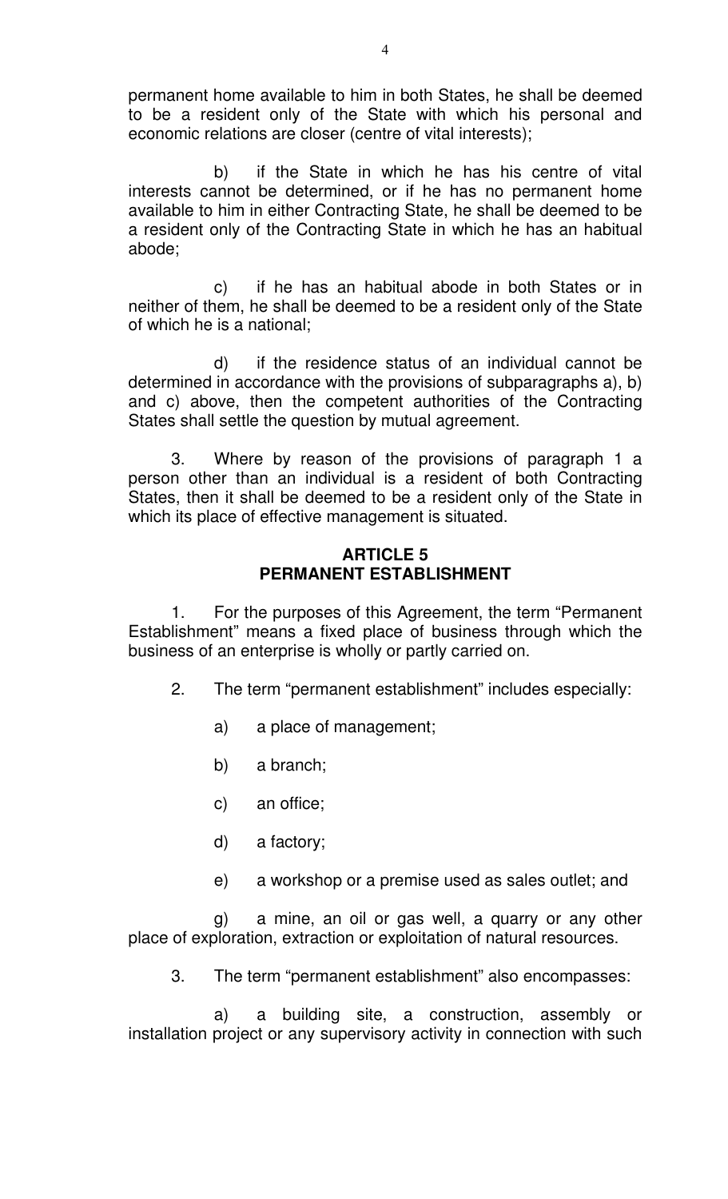permanent home available to him in both States, he shall be deemed to be a resident only of the State with which his personal and economic relations are closer (centre of vital interests);

b) if the State in which he has his centre of vital interests cannot be determined, or if he has no permanent home available to him in either Contracting State, he shall be deemed to be a resident only of the Contracting State in which he has an habitual abode;

c) if he has an habitual abode in both States or in neither of them, he shall be deemed to be a resident only of the State of which he is a national;

d) if the residence status of an individual cannot be determined in accordance with the provisions of subparagraphs a), b) and c) above, then the competent authorities of the Contracting States shall settle the question by mutual agreement.

3. Where by reason of the provisions of paragraph 1 a person other than an individual is a resident of both Contracting States, then it shall be deemed to be a resident only of the State in which its place of effective management is situated.

## ARTICLE 5
## PERMANENT ESTABLISHMENT

1. For the purposes of this Agreement, the term "Permanent Establishment" means a fixed place of business through which the business of an enterprise is wholly or partly carried on.

2. The term "permanent establishment" includes especially:

a) a place of management;

b) a branch;

c) an office;

d) a factory;

e) a workshop or a premise used as sales outlet; and

g) a mine, an oil or gas well, a quarry or any other place of exploration, extraction or exploitation of natural resources.

3. The term "permanent establishment" also encompasses:

a) a building site, a construction, assembly or installation project or any supervisory activity in connection with such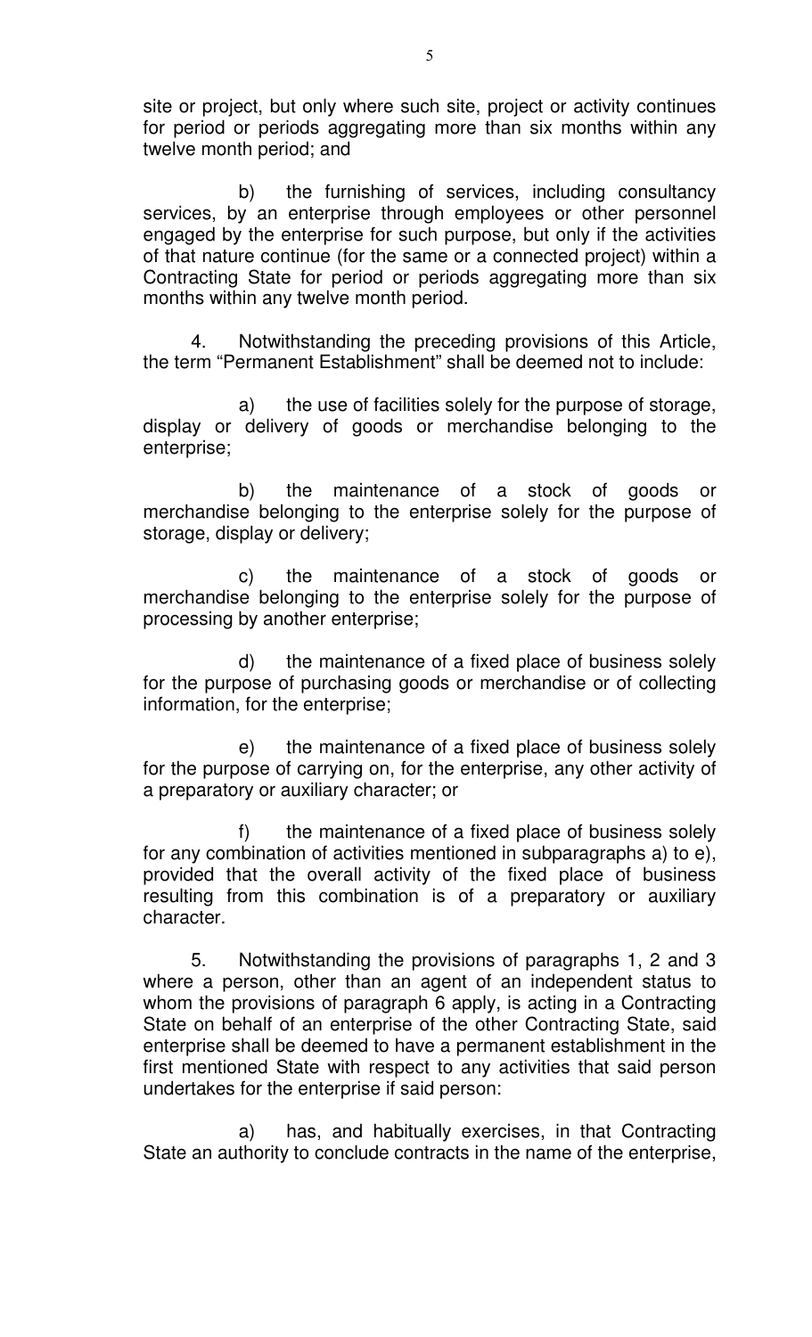site or project, but only where such site, project or activity continues for period or periods aggregating more than six months within any twelve month period; and

b) the furnishing of services, including consultancy services, by an enterprise through employees or other personnel engaged by the enterprise for such purpose, but only if the activities of that nature continue (for the same or a connected project) within a Contracting State for period or periods aggregating more than six months within any twelve month period.

4. Notwithstanding the preceding provisions of this Article, the term "Permanent Establishment" shall be deemed not to include:

a) the use of facilities solely for the purpose of storage, display or delivery of goods or merchandise belonging to the enterprise;

b) the maintenance of a stock of goods or merchandise belonging to the enterprise solely for the purpose of storage, display or delivery;

c) the maintenance of a stock of goods or merchandise belonging to the enterprise solely for the purpose of processing by another enterprise;

d) the maintenance of a fixed place of business solely for the purpose of purchasing goods or merchandise or of collecting information, for the enterprise;

e) the maintenance of a fixed place of business solely for the purpose of carrying on, for the enterprise, any other activity of a preparatory or auxiliary character; or

f) the maintenance of a fixed place of business solely for any combination of activities mentioned in subparagraphs a) to e), provided that the overall activity of the fixed place of business resulting from this combination is of a preparatory or auxiliary character.

5. Notwithstanding the provisions of paragraphs 1, 2 and 3 where a person, other than an agent of an independent status to whom the provisions of paragraph 6 apply, is acting in a Contracting State on behalf of an enterprise of the other Contracting State, said enterprise shall be deemed to have a permanent establishment in the first mentioned State with respect to any activities that said person undertakes for the enterprise if said person:

a) has, and habitually exercises, in that Contracting State an authority to conclude contracts in the name of the enterprise,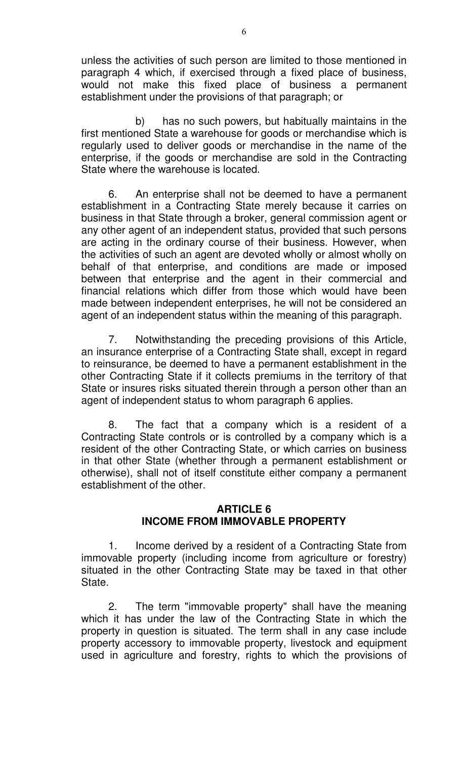unless the activities of such person are limited to those mentioned in paragraph 4 which, if exercised through a fixed place of business, would not make this fixed place of business a permanent establishment under the provisions of that paragraph; or

b) has no such powers, but habitually maintains in the first mentioned State a warehouse for goods or merchandise which is regularly used to deliver goods or merchandise in the name of the enterprise, if the goods or merchandise are sold in the Contracting State where the warehouse is located.

6. An enterprise shall not be deemed to have a permanent establishment in a Contracting State merely because it carries on business in that State through a broker, general commission agent or any other agent of an independent status, provided that such persons are acting in the ordinary course of their business. However, when the activities of such an agent are devoted wholly or almost wholly on behalf of that enterprise, and conditions are made or imposed between that enterprise and the agent in their commercial and financial relations which differ from those which would have been made between independent enterprises, he will not be considered an agent of an independent status within the meaning of this paragraph.

7. Notwithstanding the preceding provisions of this Article, an insurance enterprise of a Contracting State shall, except in regard to reinsurance, be deemed to have a permanent establishment in the other Contracting State if it collects premiums in the territory of that State or insures risks situated therein through a person other than an agent of independent status to whom paragraph 6 applies.

8. The fact that a company which is a resident of a Contracting State controls or is controlled by a company which is a resident of the other Contracting State, or which carries on business in that other State (whether through a permanent establishment or otherwise), shall not of itself constitute either company a permanent establishment of the other.

## ARTICLE 6
## INCOME FROM IMMOVABLE PROPERTY

1. Income derived by a resident of a Contracting State from immovable property (including income from agriculture or forestry) situated in the other Contracting State may be taxed in that other State.

2. The term "immovable property" shall have the meaning which it has under the law of the Contracting State in which the property in question is situated. The term shall in any case include property accessory to immovable property, livestock and equipment used in agriculture and forestry, rights to which the provisions of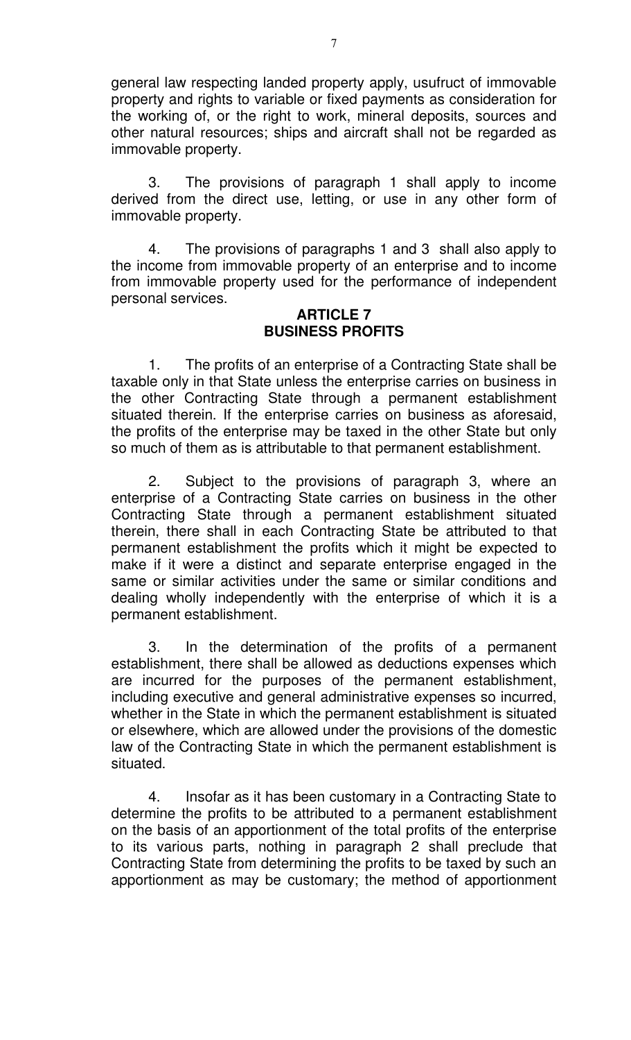general law respecting landed property apply, usufruct of immovable property and rights to variable or fixed payments as consideration for the working of, or the right to work, mineral deposits, sources and other natural resources; ships and aircraft shall not be regarded as immovable property.

3. The provisions of paragraph 1 shall apply to income derived from the direct use, letting, or use in any other form of immovable property.

4. The provisions of paragraphs 1 and 3 shall also apply to the income from immovable property of an enterprise and to income from immovable property used for the performance of independent personal services.

## ARTICLE 7
## BUSINESS PROFITS

1. The profits of an enterprise of a Contracting State shall be taxable only in that State unless the enterprise carries on business in the other Contracting State through a permanent establishment situated therein. If the enterprise carries on business as aforesaid, the profits of the enterprise may be taxed in the other State but only so much of them as is attributable to that permanent establishment.

2. Subject to the provisions of paragraph 3, where an enterprise of a Contracting State carries on business in the other Contracting State through a permanent establishment situated therein, there shall in each Contracting State be attributed to that permanent establishment the profits which it might be expected to make if it were a distinct and separate enterprise engaged in the same or similar activities under the same or similar conditions and dealing wholly independently with the enterprise of which it is a permanent establishment.

3. In the determination of the profits of a permanent establishment, there shall be allowed as deductions expenses which are incurred for the purposes of the permanent establishment, including executive and general administrative expenses so incurred, whether in the State in which the permanent establishment is situated or elsewhere, which are allowed under the provisions of the domestic law of the Contracting State in which the permanent establishment is situated.

4. Insofar as it has been customary in a Contracting State to determine the profits to be attributed to a permanent establishment on the basis of an apportionment of the total profits of the enterprise to its various parts, nothing in paragraph 2 shall preclude that Contracting State from determining the profits to be taxed by such an apportionment as may be customary; the method of apportionment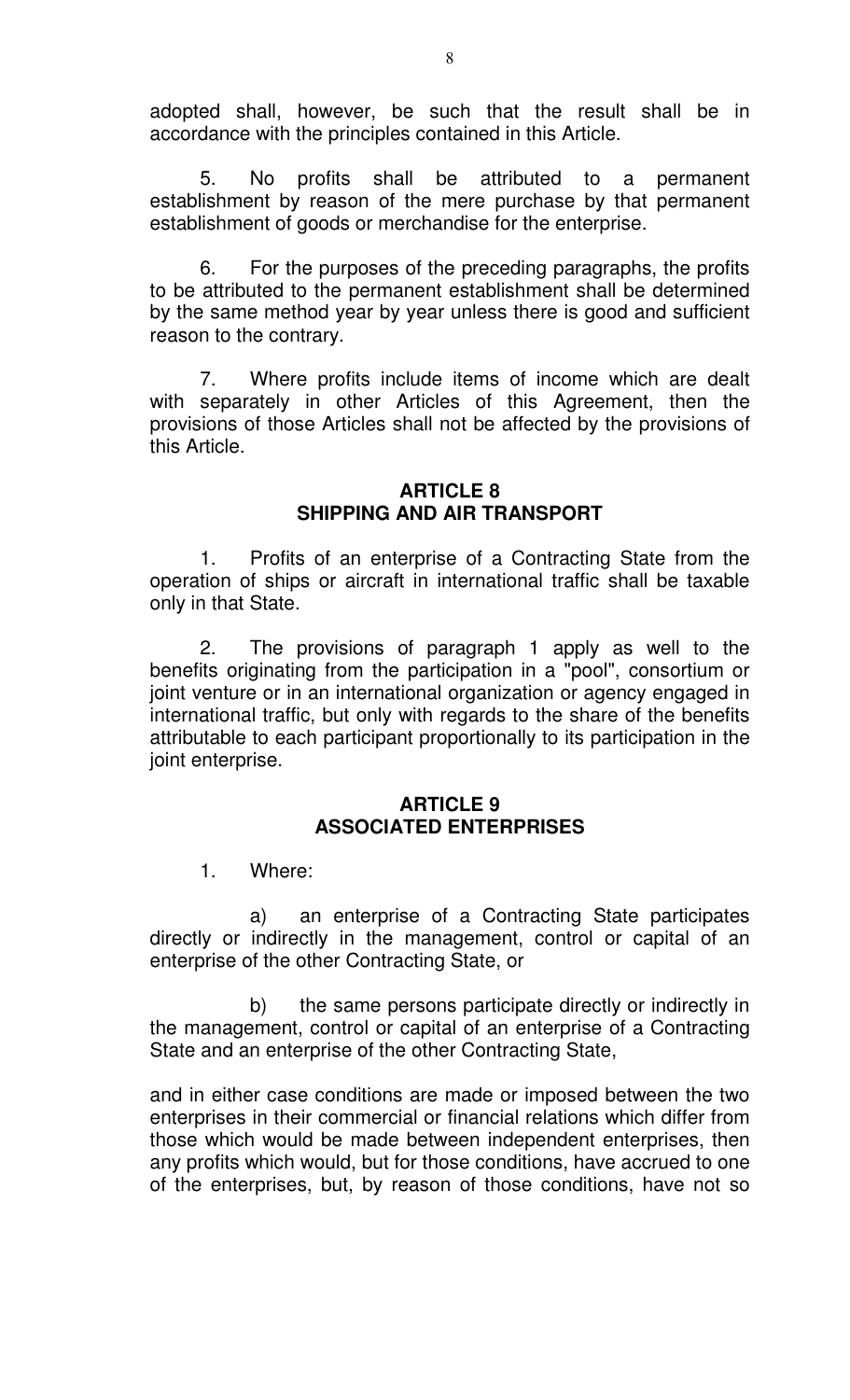adopted shall, however, be such that the result shall be in accordance with the principles contained in this Article.

5. No profits shall be attributed to a permanent establishment by reason of the mere purchase by that permanent establishment of goods or merchandise for the enterprise.

6. For the purposes of the preceding paragraphs, the profits to be attributed to the permanent establishment shall be determined by the same method year by year unless there is good and sufficient reason to the contrary.

7. Where profits include items of income which are dealt with separately in other Articles of this Agreement, then the provisions of those Articles shall not be affected by the provisions of this Article.

## ARTICLE 8
## SHIPPING AND AIR TRANSPORT

1. Profits of an enterprise of a Contracting State from the operation of ships or aircraft in international traffic shall be taxable only in that State.

2. The provisions of paragraph 1 apply as well to the benefits originating from the participation in a "pool", consortium or joint venture or in an international organization or agency engaged in international traffic, but only with regards to the share of the benefits attributable to each participant proportionally to its participation in the joint enterprise.

## ARTICLE 9
## ASSOCIATED ENTERPRISES

1. Where:

a) an enterprise of a Contracting State participates directly or indirectly in the management, control or capital of an enterprise of the other Contracting State, or

b) the same persons participate directly or indirectly in the management, control or capital of an enterprise of a Contracting State and an enterprise of the other Contracting State,

and in either case conditions are made or imposed between the two enterprises in their commercial or financial relations which differ from those which would be made between independent enterprises, then any profits which would, but for those conditions, have accrued to one of the enterprises, but, by reason of those conditions, have not so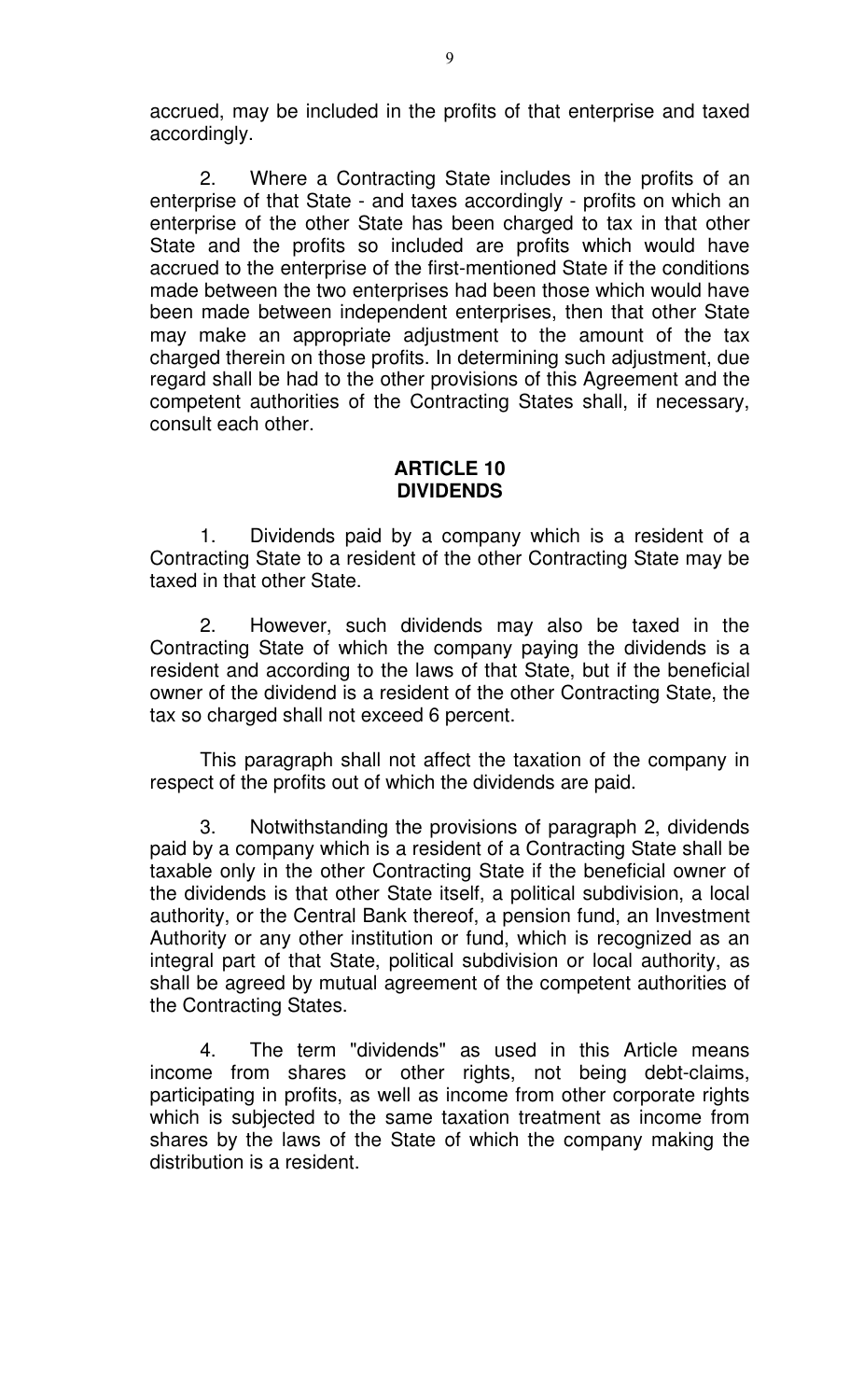accrued, may be included in the profits of that enterprise and taxed accordingly.

2. Where a Contracting State includes in the profits of an enterprise of that State - and taxes accordingly - profits on which an enterprise of the other State has been charged to tax in that other State and the profits so included are profits which would have accrued to the enterprise of the first-mentioned State if the conditions made between the two enterprises had been those which would have been made between independent enterprises, then that other State may make an appropriate adjustment to the amount of the tax charged therein on those profits. In determining such adjustment, due regard shall be had to the other provisions of this Agreement and the competent authorities of the Contracting States shall, if necessary, consult each other.

## ARTICLE 10
## DIVIDENDS

1. Dividends paid by a company which is a resident of a Contracting State to a resident of the other Contracting State may be taxed in that other State.

2. However, such dividends may also be taxed in the Contracting State of which the company paying the dividends is a resident and according to the laws of that State, but if the beneficial owner of the dividend is a resident of the other Contracting State, the tax so charged shall not exceed 6 percent.

This paragraph shall not affect the taxation of the company in respect of the profits out of which the dividends are paid.

3. Notwithstanding the provisions of paragraph 2, dividends paid by a company which is a resident of a Contracting State shall be taxable only in the other Contracting State if the beneficial owner of the dividends is that other State itself, a political subdivision, a local authority, or the Central Bank thereof, a pension fund, an Investment Authority or any other institution or fund, which is recognized as an integral part of that State, political subdivision or local authority, as shall be agreed by mutual agreement of the competent authorities of the Contracting States.

4. The term "dividends" as used in this Article means income from shares or other rights, not being debt-claims, participating in profits, as well as income from other corporate rights which is subjected to the same taxation treatment as income from shares by the laws of the State of which the company making the distribution is a resident.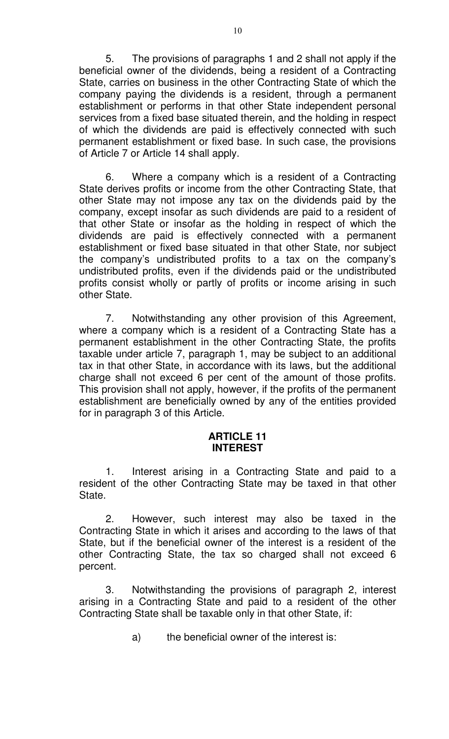5. The provisions of paragraphs 1 and 2 shall not apply if the beneficial owner of the dividends, being a resident of a Contracting State, carries on business in the other Contracting State of which the company paying the dividends is a resident, through a permanent establishment or performs in that other State independent personal services from a fixed base situated therein, and the holding in respect of which the dividends are paid is effectively connected with such permanent establishment or fixed base. In such case, the provisions of Article 7 or Article 14 shall apply.

6. Where a company which is a resident of a Contracting State derives profits or income from the other Contracting State, that other State may not impose any tax on the dividends paid by the company, except insofar as such dividends are paid to a resident of that other State or insofar as the holding in respect of which the dividends are paid is effectively connected with a permanent establishment or fixed base situated in that other State, nor subject the company's undistributed profits to a tax on the company's undistributed profits, even if the dividends paid or the undistributed profits consist wholly or partly of profits or income arising in such other State.

7. Notwithstanding any other provision of this Agreement, where a company which is a resident of a Contracting State has a permanent establishment in the other Contracting State, the profits taxable under article 7, paragraph 1, may be subject to an additional tax in that other State, in accordance with its laws, but the additional charge shall not exceed 6 per cent of the amount of those profits. This provision shall not apply, however, if the profits of the permanent establishment are beneficially owned by any of the entities provided for in paragraph 3 of this Article.

## ARTICLE 11
## INTEREST

1. Interest arising in a Contracting State and paid to a resident of the other Contracting State may be taxed in that other State.

2. However, such interest may also be taxed in the Contracting State in which it arises and according to the laws of that State, but if the beneficial owner of the interest is a resident of the other Contracting State, the tax so charged shall not exceed 6 percent.

3. Notwithstanding the provisions of paragraph 2, interest arising in a Contracting State and paid to a resident of the other Contracting State shall be taxable only in that other State, if:

a) the beneficial owner of the interest is: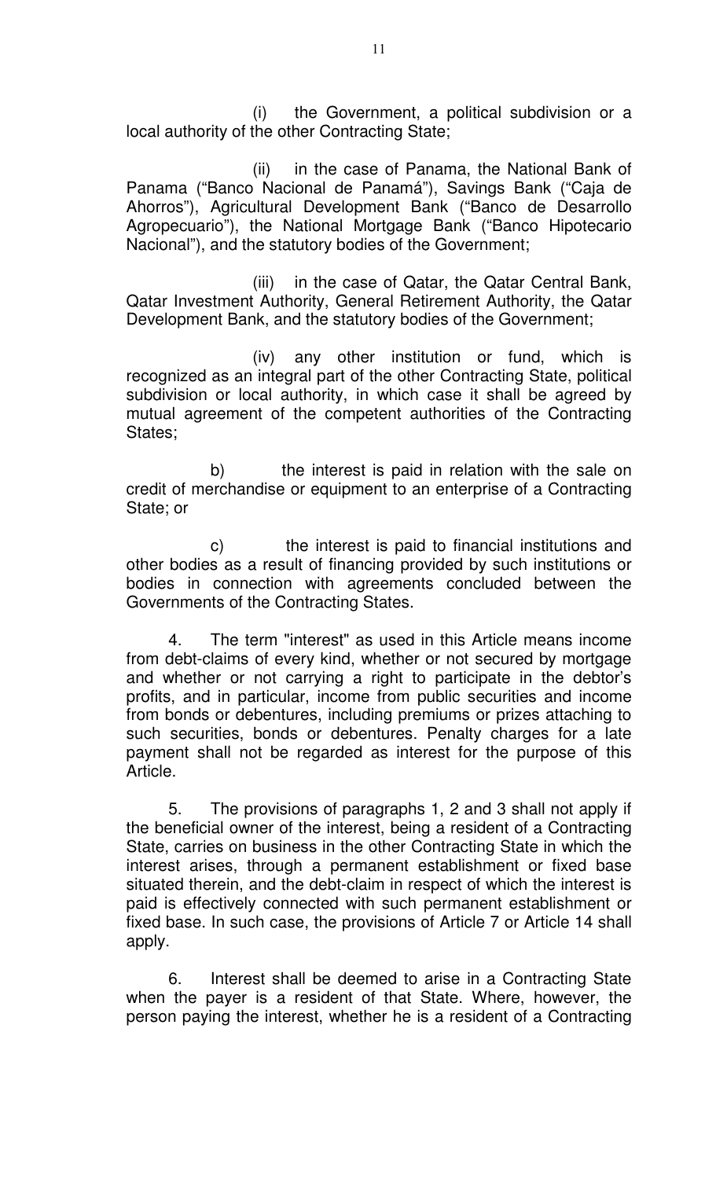(i) the Government, a political subdivision or a local authority of the other Contracting State;

(ii) in the case of Panama, the National Bank of Panama ("Banco Nacional de Panamá"), Savings Bank ("Caja de Ahorros"), Agricultural Development Bank ("Banco de Desarrollo Agropecuario"), the National Mortgage Bank ("Banco Hipotecario Nacional"), and the statutory bodies of the Government;

(iii) in the case of Qatar, the Qatar Central Bank, Qatar Investment Authority, General Retirement Authority, the Qatar Development Bank, and the statutory bodies of the Government;

(iv) any other institution or fund, which is recognized as an integral part of the other Contracting State, political subdivision or local authority, in which case it shall be agreed by mutual agreement of the competent authorities of the Contracting States;

b) the interest is paid in relation with the sale on credit of merchandise or equipment to an enterprise of a Contracting State; or

c) the interest is paid to financial institutions and other bodies as a result of financing provided by such institutions or bodies in connection with agreements concluded between the Governments of the Contracting States.

4. The term "interest" as used in this Article means income from debt-claims of every kind, whether or not secured by mortgage and whether or not carrying a right to participate in the debtor's profits, and in particular, income from public securities and income from bonds or debentures, including premiums or prizes attaching to such securities, bonds or debentures. Penalty charges for a late payment shall not be regarded as interest for the purpose of this Article.

5. The provisions of paragraphs 1, 2 and 3 shall not apply if the beneficial owner of the interest, being a resident of a Contracting State, carries on business in the other Contracting State in which the interest arises, through a permanent establishment or fixed base situated therein, and the debt-claim in respect of which the interest is paid is effectively connected with such permanent establishment or fixed base. In such case, the provisions of Article 7 or Article 14 shall apply.

6. Interest shall be deemed to arise in a Contracting State when the payer is a resident of that State. Where, however, the person paying the interest, whether he is a resident of a Contracting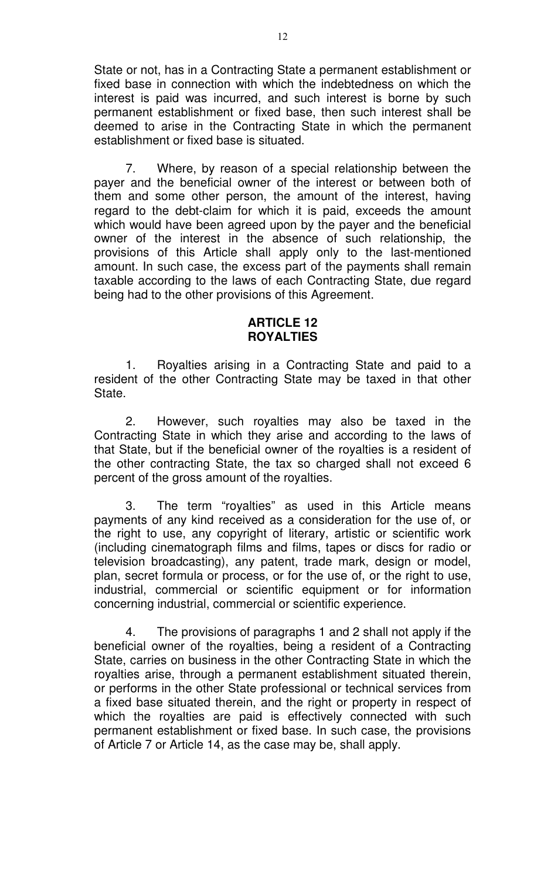State or not, has in a Contracting State a permanent establishment or fixed base in connection with which the indebtedness on which the interest is paid was incurred, and such interest is borne by such permanent establishment or fixed base, then such interest shall be deemed to arise in the Contracting State in which the permanent establishment or fixed base is situated.

7. Where, by reason of a special relationship between the payer and the beneficial owner of the interest or between both of them and some other person, the amount of the interest, having regard to the debt-claim for which it is paid, exceeds the amount which would have been agreed upon by the payer and the beneficial owner of the interest in the absence of such relationship, the provisions of this Article shall apply only to the last-mentioned amount. In such case, the excess part of the payments shall remain taxable according to the laws of each Contracting State, due regard being had to the other provisions of this Agreement.

## ARTICLE 12
## ROYALTIES

1. Royalties arising in a Contracting State and paid to a resident of the other Contracting State may be taxed in that other State.

2. However, such royalties may also be taxed in the Contracting State in which they arise and according to the laws of that State, but if the beneficial owner of the royalties is a resident of the other contracting State, the tax so charged shall not exceed 6 percent of the gross amount of the royalties.

3. The term "royalties" as used in this Article means payments of any kind received as a consideration for the use of, or the right to use, any copyright of literary, artistic or scientific work (including cinematograph films and films, tapes or discs for radio or television broadcasting), any patent, trade mark, design or model, plan, secret formula or process, or for the use of, or the right to use, industrial, commercial or scientific equipment or for information concerning industrial, commercial or scientific experience.

4. The provisions of paragraphs 1 and 2 shall not apply if the beneficial owner of the royalties, being a resident of a Contracting State, carries on business in the other Contracting State in which the royalties arise, through a permanent establishment situated therein, or performs in the other State professional or technical services from a fixed base situated therein, and the right or property in respect of which the royalties are paid is effectively connected with such permanent establishment or fixed base. In such case, the provisions of Article 7 or Article 14, as the case may be, shall apply.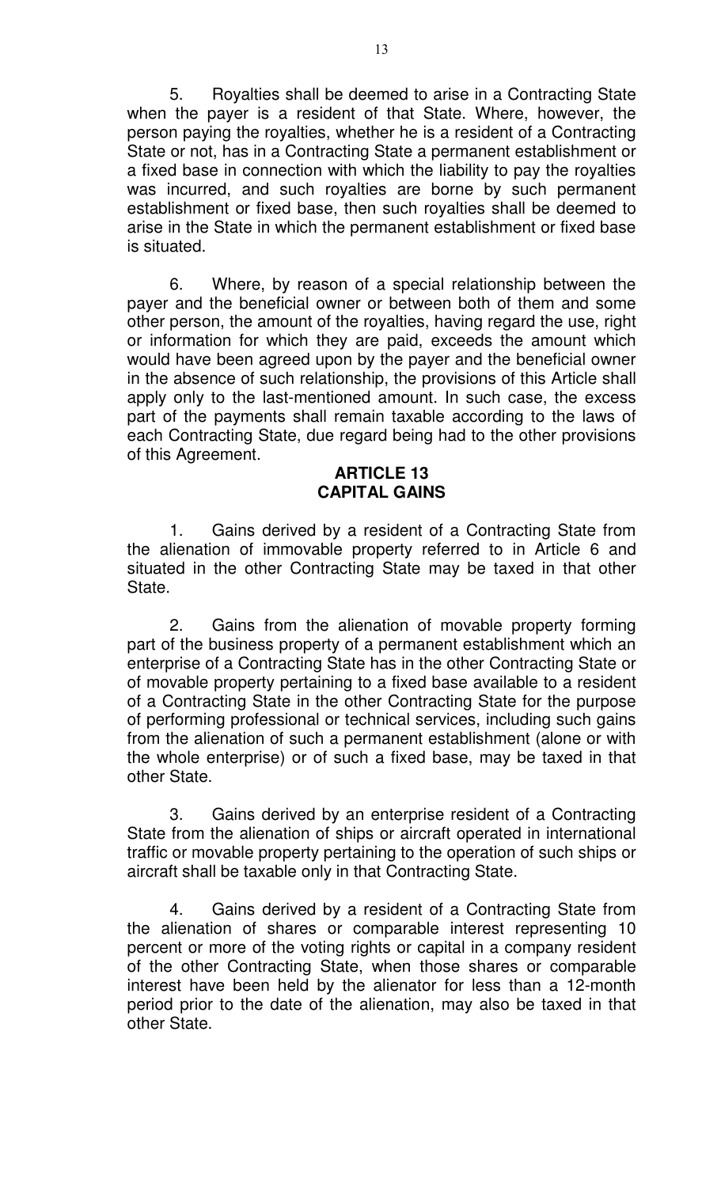5. Royalties shall be deemed to arise in a Contracting State when the payer is a resident of that State. Where, however, the person paying the royalties, whether he is a resident of a Contracting State or not, has in a Contracting State a permanent establishment or a fixed base in connection with which the liability to pay the royalties was incurred, and such royalties are borne by such permanent establishment or fixed base, then such royalties shall be deemed to arise in the State in which the permanent establishment or fixed base is situated.

6. Where, by reason of a special relationship between the payer and the beneficial owner or between both of them and some other person, the amount of the royalties, having regard the use, right or information for which they are paid, exceeds the amount which would have been agreed upon by the payer and the beneficial owner in the absence of such relationship, the provisions of this Article shall apply only to the last-mentioned amount. In such case, the excess part of the payments shall remain taxable according to the laws of each Contracting State, due regard being had to the other provisions of this Agreement.

## ARTICLE 13
## CAPITAL GAINS

1. Gains derived by a resident of a Contracting State from the alienation of immovable property referred to in Article 6 and situated in the other Contracting State may be taxed in that other State.

2. Gains from the alienation of movable property forming part of the business property of a permanent establishment which an enterprise of a Contracting State has in the other Contracting State or of movable property pertaining to a fixed base available to a resident of a Contracting State in the other Contracting State for the purpose of performing professional or technical services, including such gains from the alienation of such a permanent establishment (alone or with the whole enterprise) or of such a fixed base, may be taxed in that other State.

3. Gains derived by an enterprise resident of a Contracting State from the alienation of ships or aircraft operated in international traffic or movable property pertaining to the operation of such ships or aircraft shall be taxable only in that Contracting State.

4. Gains derived by a resident of a Contracting State from the alienation of shares or comparable interest representing 10 percent or more of the voting rights or capital in a company resident of the other Contracting State, when those shares or comparable interest have been held by the alienator for less than a 12-month period prior to the date of the alienation, may also be taxed in that other State.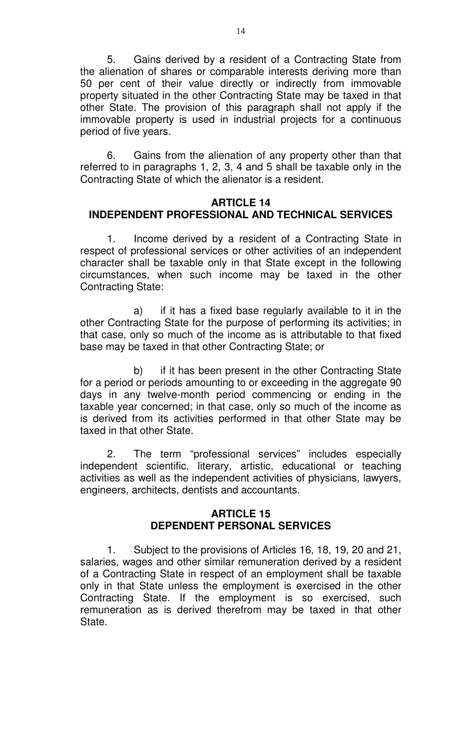5. Gains derived by a resident of a Contracting State from the alienation of shares or comparable interests deriving more than 50 per cent of their value directly or indirectly from immovable property situated in the other Contracting State may be taxed in that other State. The provision of this paragraph shall not apply if the immovable property is used in industrial projects for a continuous period of five years.

6. Gains from the alienation of any property other than that referred to in paragraphs 1, 2, 3, 4 and 5 shall be taxable only in the Contracting State of which the alienator is a resident.

## ARTICLE 14
## INDEPENDENT PROFESSIONAL AND TECHNICAL SERVICES

1. Income derived by a resident of a Contracting State in respect of professional services or other activities of an independent character shall be taxable only in that State except in the following circumstances, when such income may be taxed in the other Contracting State:

a) if it has a fixed base regularly available to it in the other Contracting State for the purpose of performing its activities; in that case, only so much of the income as is attributable to that fixed base may be taxed in that other Contracting State; or

b) if it has been present in the other Contracting State for a period or periods amounting to or exceeding in the aggregate 90 days in any twelve-month period commencing or ending in the taxable year concerned; in that case, only so much of the income as is derived from its activities performed in that other State may be taxed in that other State.

2. The term "professional services" includes especially independent scientific, literary, artistic, educational or teaching activities as well as the independent activities of physicians, lawyers, engineers, architects, dentists and accountants.

## ARTICLE 15
## DEPENDENT PERSONAL SERVICES

1. Subject to the provisions of Articles 16, 18, 19, 20 and 21, salaries, wages and other similar remuneration derived by a resident of a Contracting State in respect of an employment shall be taxable only in that State unless the employment is exercised in the other Contracting State. If the employment is so exercised, such remuneration as is derived therefrom may be taxed in that other State.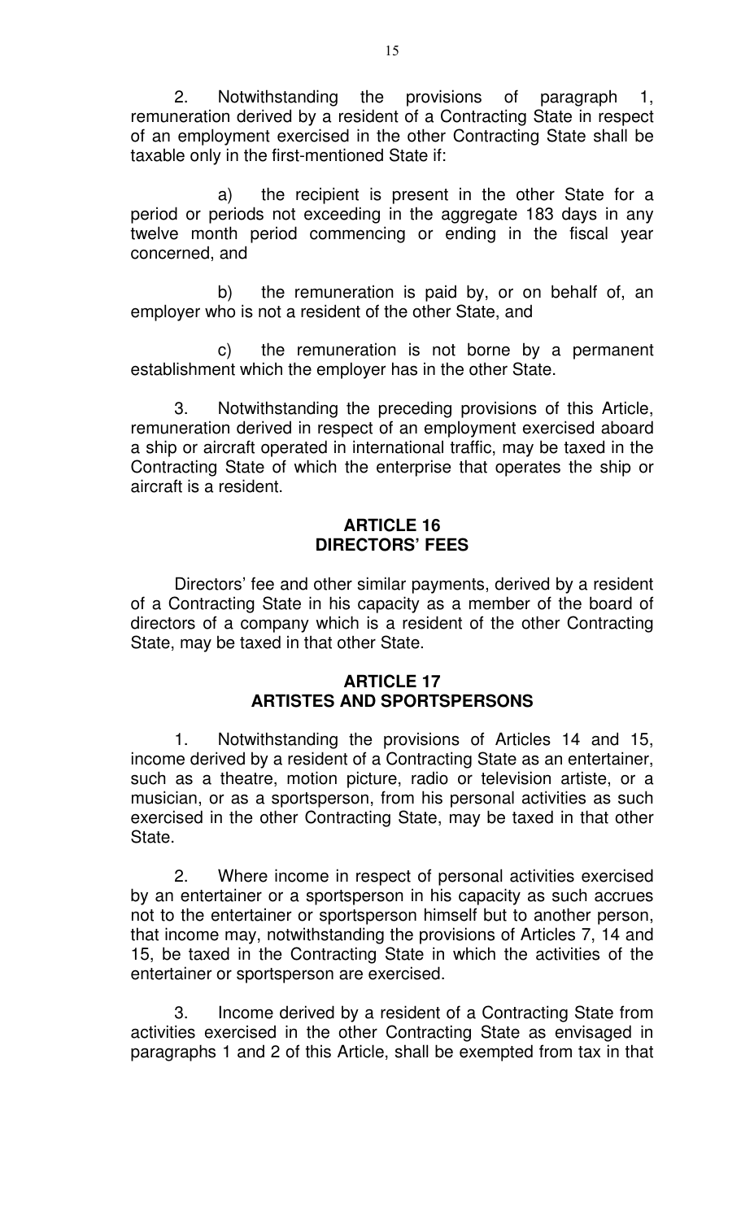2. Notwithstanding the provisions of paragraph 1, remuneration derived by a resident of a Contracting State in respect of an employment exercised in the other Contracting State shall be taxable only in the first-mentioned State if:

a) the recipient is present in the other State for a period or periods not exceeding in the aggregate 183 days in any twelve month period commencing or ending in the fiscal year concerned, and

b) the remuneration is paid by, or on behalf of, an employer who is not a resident of the other State, and

c) the remuneration is not borne by a permanent establishment which the employer has in the other State.

3. Notwithstanding the preceding provisions of this Article, remuneration derived in respect of an employment exercised aboard a ship or aircraft operated in international traffic, may be taxed in the Contracting State of which the enterprise that operates the ship or aircraft is a resident.

## ARTICLE 16
## DIRECTORS' FEES

Directors' fee and other similar payments, derived by a resident of a Contracting State in his capacity as a member of the board of directors of a company which is a resident of the other Contracting State, may be taxed in that other State.

## ARTICLE 17
## ARTISTES AND SPORTSPERSONS

1. Notwithstanding the provisions of Articles 14 and 15, income derived by a resident of a Contracting State as an entertainer, such as a theatre, motion picture, radio or television artiste, or a musician, or as a sportsperson, from his personal activities as such exercised in the other Contracting State, may be taxed in that other State.

2. Where income in respect of personal activities exercised by an entertainer or a sportsperson in his capacity as such accrues not to the entertainer or sportsperson himself but to another person, that income may, notwithstanding the provisions of Articles 7, 14 and 15, be taxed in the Contracting State in which the activities of the entertainer or sportsperson are exercised.

3. Income derived by a resident of a Contracting State from activities exercised in the other Contracting State as envisaged in paragraphs 1 and 2 of this Article, shall be exempted from tax in that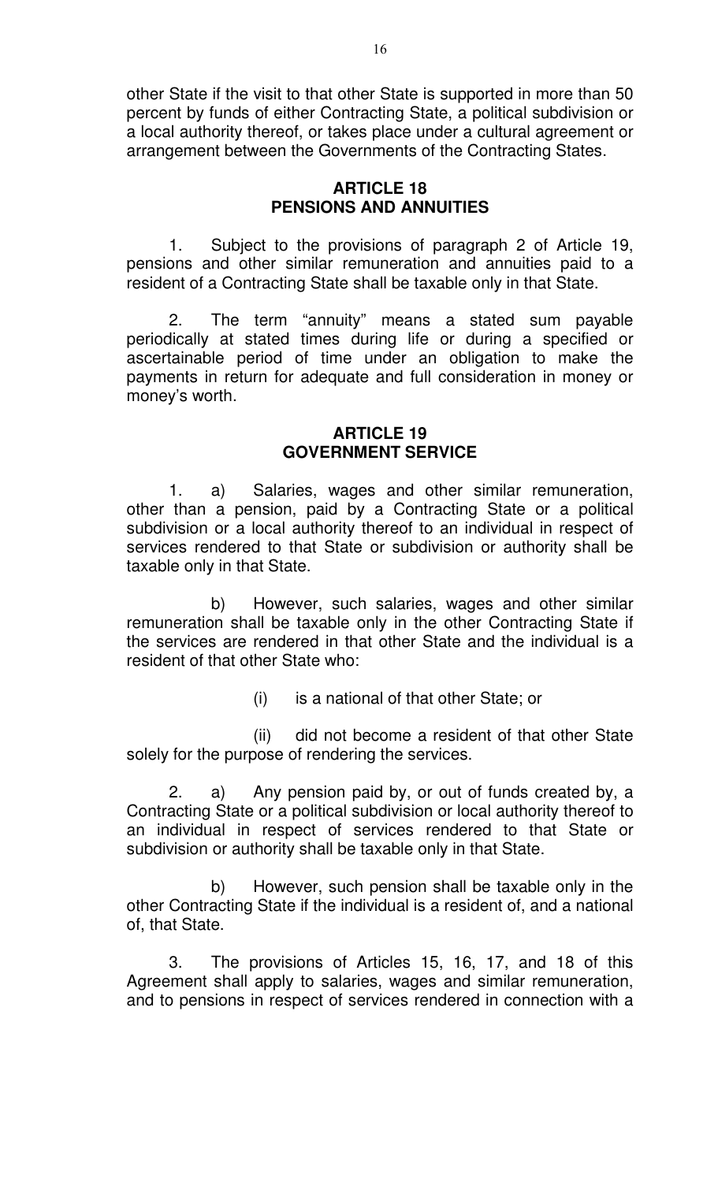other State if the visit to that other State is supported in more than 50 percent by funds of either Contracting State, a political subdivision or a local authority thereof, or takes place under a cultural agreement or arrangement between the Governments of the Contracting States.

## ARTICLE 18
## PENSIONS AND ANNUITIES

1. Subject to the provisions of paragraph 2 of Article 19, pensions and other similar remuneration and annuities paid to a resident of a Contracting State shall be taxable only in that State.

2. The term "annuity" means a stated sum payable periodically at stated times during life or during a specified or ascertainable period of time under an obligation to make the payments in return for adequate and full consideration in money or money's worth.

## ARTICLE 19
## GOVERNMENT SERVICE

1. a) Salaries, wages and other similar remuneration, other than a pension, paid by a Contracting State or a political subdivision or a local authority thereof to an individual in respect of services rendered to that State or subdivision or authority shall be taxable only in that State.

b) However, such salaries, wages and other similar remuneration shall be taxable only in the other Contracting State if the services are rendered in that other State and the individual is a resident of that other State who:

(i) is a national of that other State; or

(ii) did not become a resident of that other State solely for the purpose of rendering the services.

2. a) Any pension paid by, or out of funds created by, a Contracting State or a political subdivision or local authority thereof to an individual in respect of services rendered to that State or subdivision or authority shall be taxable only in that State.

b) However, such pension shall be taxable only in the other Contracting State if the individual is a resident of, and a national of, that State.

3. The provisions of Articles 15, 16, 17, and 18 of this Agreement shall apply to salaries, wages and similar remuneration, and to pensions in respect of services rendered in connection with a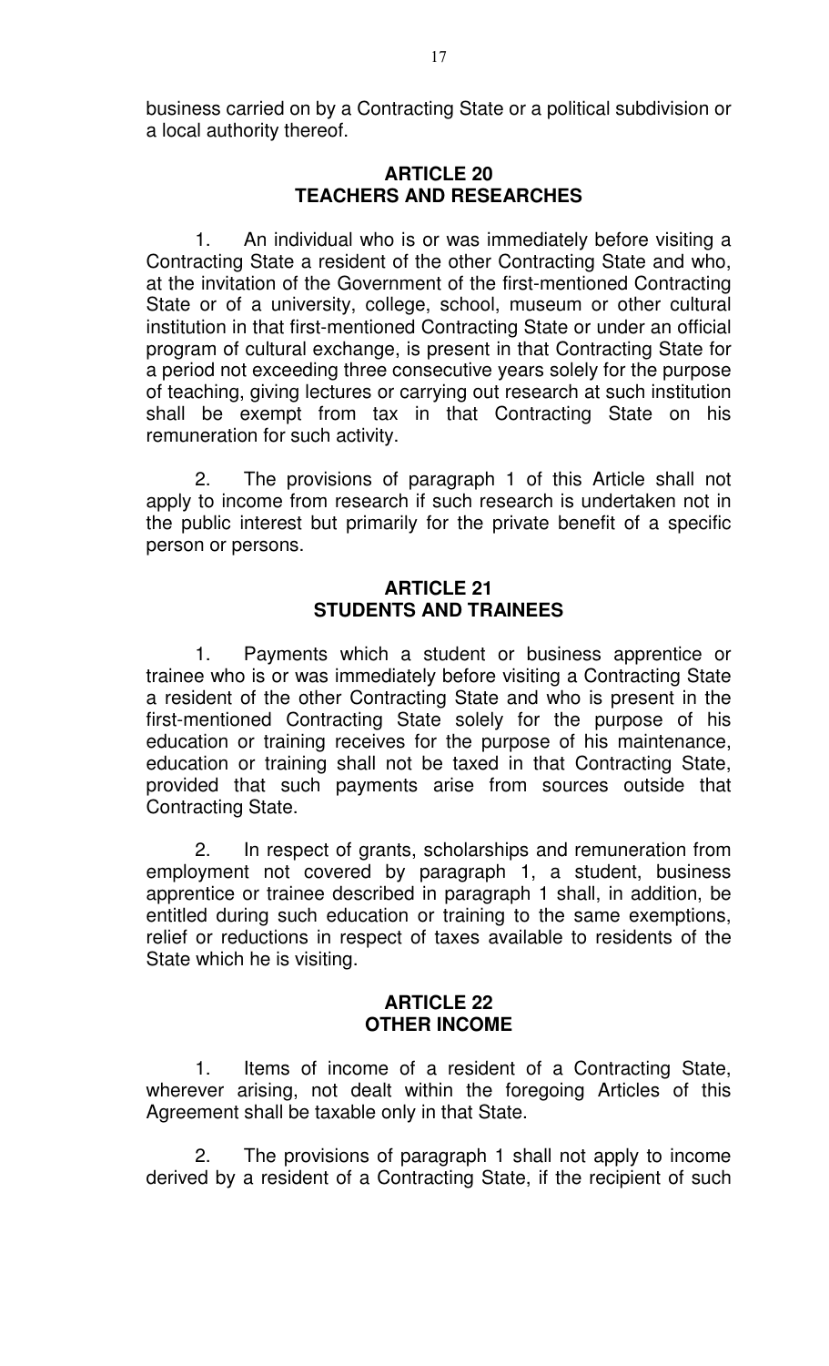business carried on by a Contracting State or a political subdivision or a local authority thereof.

## ARTICLE 20
## TEACHERS AND RESEARCHES

1. An individual who is or was immediately before visiting a Contracting State a resident of the other Contracting State and who, at the invitation of the Government of the first-mentioned Contracting State or of a university, college, school, museum or other cultural institution in that first-mentioned Contracting State or under an official program of cultural exchange, is present in that Contracting State for a period not exceeding three consecutive years solely for the purpose of teaching, giving lectures or carrying out research at such institution shall be exempt from tax in that Contracting State on his remuneration for such activity.

2. The provisions of paragraph 1 of this Article shall not apply to income from research if such research is undertaken not in the public interest but primarily for the private benefit of a specific person or persons.

## ARTICLE 21
## STUDENTS AND TRAINEES

1. Payments which a student or business apprentice or trainee who is or was immediately before visiting a Contracting State a resident of the other Contracting State and who is present in the first-mentioned Contracting State solely for the purpose of his education or training receives for the purpose of his maintenance, education or training shall not be taxed in that Contracting State, provided that such payments arise from sources outside that Contracting State.

2. In respect of grants, scholarships and remuneration from employment not covered by paragraph 1, a student, business apprentice or trainee described in paragraph 1 shall, in addition, be entitled during such education or training to the same exemptions, relief or reductions in respect of taxes available to residents of the State which he is visiting.

## ARTICLE 22
## OTHER INCOME

1. Items of income of a resident of a Contracting State, wherever arising, not dealt within the foregoing Articles of this Agreement shall be taxable only in that State.

2. The provisions of paragraph 1 shall not apply to income derived by a resident of a Contracting State, if the recipient of such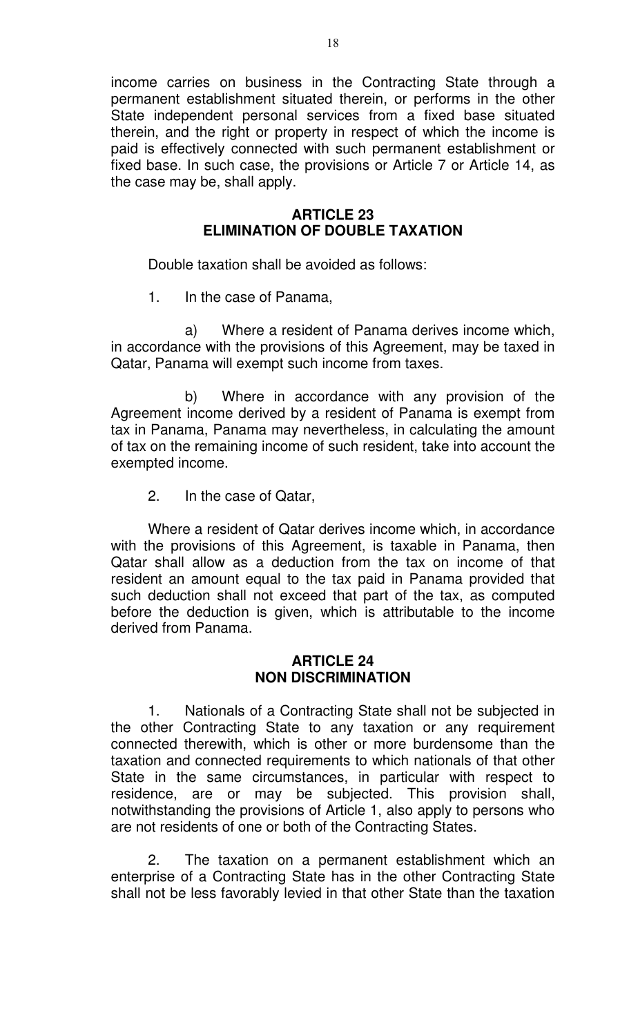income carries on business in the Contracting State through a permanent establishment situated therein, or performs in the other State independent personal services from a fixed base situated therein, and the right or property in respect of which the income is paid is effectively connected with such permanent establishment or fixed base. In such case, the provisions or Article 7 or Article 14, as the case may be, shall apply.

## ARTICLE 23
## ELIMINATION OF DOUBLE TAXATION

Double taxation shall be avoided as follows:

1. In the case of Panama,

a) Where a resident of Panama derives income which, in accordance with the provisions of this Agreement, may be taxed in Qatar, Panama will exempt such income from taxes.

b) Where in accordance with any provision of the Agreement income derived by a resident of Panama is exempt from tax in Panama, Panama may nevertheless, in calculating the amount of tax on the remaining income of such resident, take into account the exempted income.

2. In the case of Qatar,

Where a resident of Qatar derives income which, in accordance with the provisions of this Agreement, is taxable in Panama, then Qatar shall allow as a deduction from the tax on income of that resident an amount equal to the tax paid in Panama provided that such deduction shall not exceed that part of the tax, as computed before the deduction is given, which is attributable to the income derived from Panama.

## ARTICLE 24
## NON DISCRIMINATION

1. Nationals of a Contracting State shall not be subjected in the other Contracting State to any taxation or any requirement connected therewith, which is other or more burdensome than the taxation and connected requirements to which nationals of that other State in the same circumstances, in particular with respect to residence, are or may be subjected. This provision shall, notwithstanding the provisions of Article 1, also apply to persons who are not residents of one or both of the Contracting States.

2. The taxation on a permanent establishment which an enterprise of a Contracting State has in the other Contracting State shall not be less favorably levied in that other State than the taxation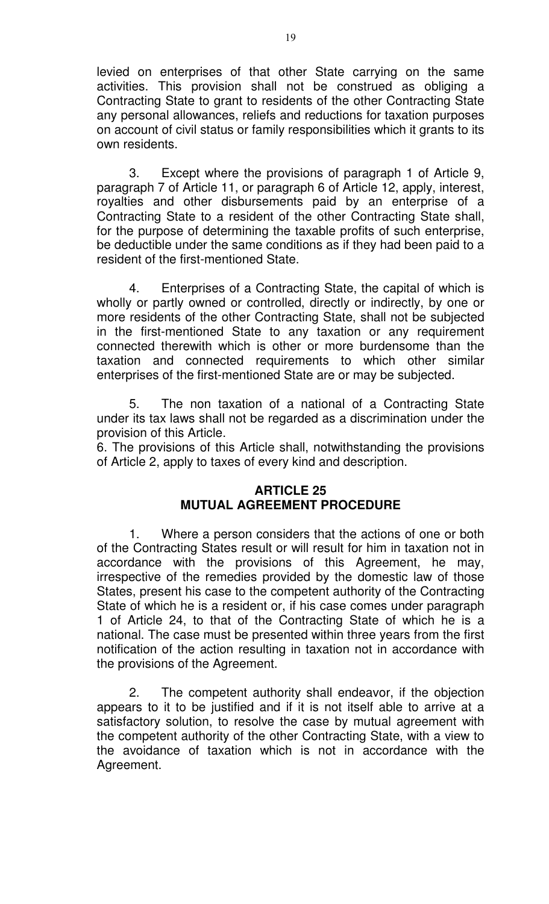levied on enterprises of that other State carrying on the same activities. This provision shall not be construed as obliging a Contracting State to grant to residents of the other Contracting State any personal allowances, reliefs and reductions for taxation purposes on account of civil status or family responsibilities which it grants to its own residents.

3. Except where the provisions of paragraph 1 of Article 9, paragraph 7 of Article 11, or paragraph 6 of Article 12, apply, interest, royalties and other disbursements paid by an enterprise of a Contracting State to a resident of the other Contracting State shall, for the purpose of determining the taxable profits of such enterprise, be deductible under the same conditions as if they had been paid to a resident of the first-mentioned State.

4. Enterprises of a Contracting State, the capital of which is wholly or partly owned or controlled, directly or indirectly, by one or more residents of the other Contracting State, shall not be subjected in the first-mentioned State to any taxation or any requirement connected therewith which is other or more burdensome than the taxation and connected requirements to which other similar enterprises of the first-mentioned State are or may be subjected.

5. The non taxation of a national of a Contracting State under its tax laws shall not be regarded as a discrimination under the provision of this Article.

6. The provisions of this Article shall, notwithstanding the provisions of Article 2, apply to taxes of every kind and description.

## ARTICLE 25
## MUTUAL AGREEMENT PROCEDURE

1. Where a person considers that the actions of one or both of the Contracting States result or will result for him in taxation not in accordance with the provisions of this Agreement, he may, irrespective of the remedies provided by the domestic law of those States, present his case to the competent authority of the Contracting State of which he is a resident or, if his case comes under paragraph 1 of Article 24, to that of the Contracting State of which he is a national. The case must be presented within three years from the first notification of the action resulting in taxation not in accordance with the provisions of the Agreement.

2. The competent authority shall endeavor, if the objection appears to it to be justified and if it is not itself able to arrive at a satisfactory solution, to resolve the case by mutual agreement with the competent authority of the other Contracting State, with a view to the avoidance of taxation which is not in accordance with the Agreement.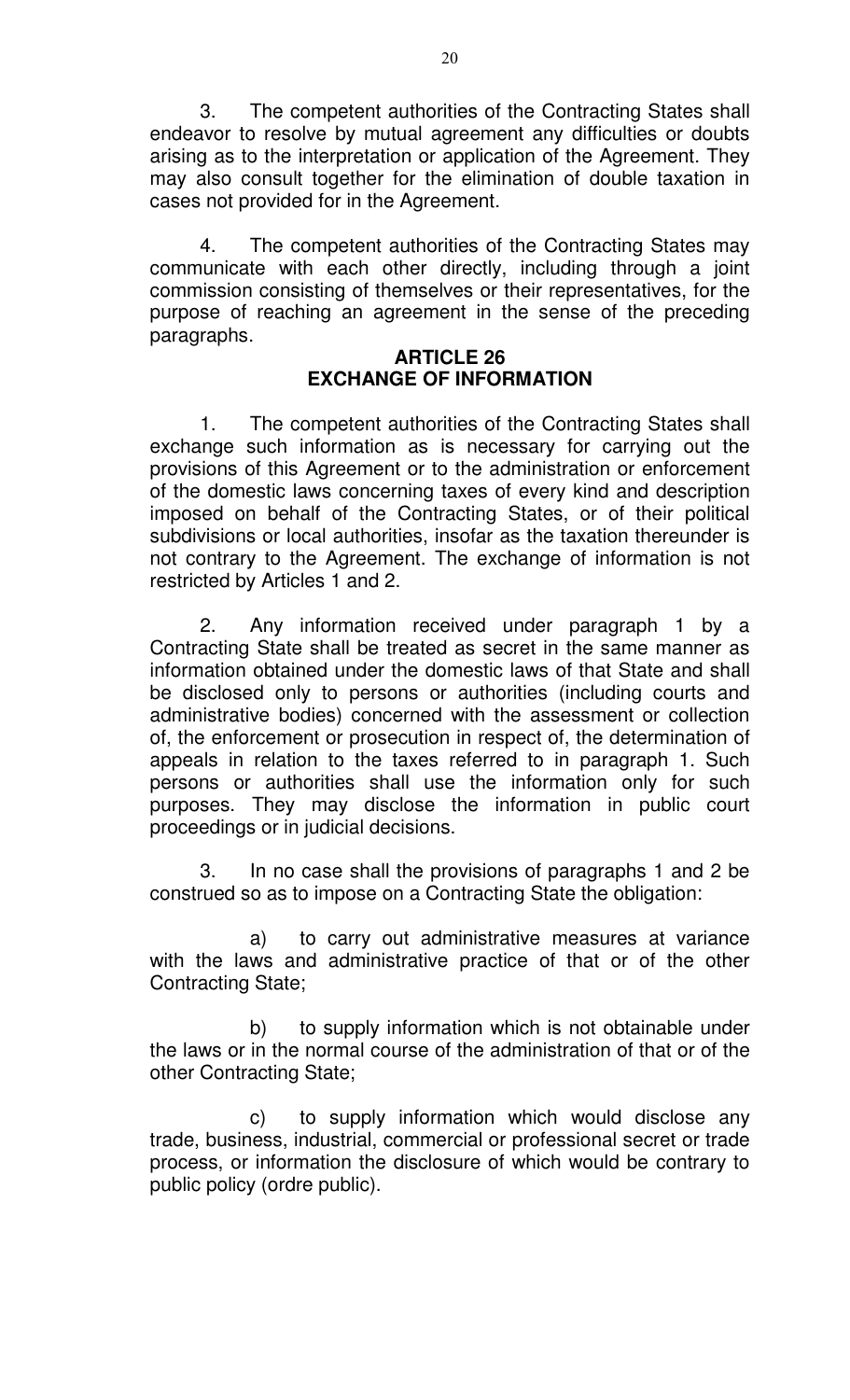3. The competent authorities of the Contracting States shall endeavor to resolve by mutual agreement any difficulties or doubts arising as to the interpretation or application of the Agreement. They may also consult together for the elimination of double taxation in cases not provided for in the Agreement.

4. The competent authorities of the Contracting States may communicate with each other directly, including through a joint commission consisting of themselves or their representatives, for the purpose of reaching an agreement in the sense of the preceding paragraphs.

## ARTICLE 26
## EXCHANGE OF INFORMATION

1. The competent authorities of the Contracting States shall exchange such information as is necessary for carrying out the provisions of this Agreement or to the administration or enforcement of the domestic laws concerning taxes of every kind and description imposed on behalf of the Contracting States, or of their political subdivisions or local authorities, insofar as the taxation thereunder is not contrary to the Agreement. The exchange of information is not restricted by Articles 1 and 2.

2. Any information received under paragraph 1 by a Contracting State shall be treated as secret in the same manner as information obtained under the domestic laws of that State and shall be disclosed only to persons or authorities (including courts and administrative bodies) concerned with the assessment or collection of, the enforcement or prosecution in respect of, the determination of appeals in relation to the taxes referred to in paragraph 1. Such persons or authorities shall use the information only for such purposes. They may disclose the information in public court proceedings or in judicial decisions.

3. In no case shall the provisions of paragraphs 1 and 2 be construed so as to impose on a Contracting State the obligation:

a) to carry out administrative measures at variance with the laws and administrative practice of that or of the other Contracting State;

b) to supply information which is not obtainable under the laws or in the normal course of the administration of that or of the other Contracting State;

c) to supply information which would disclose any trade, business, industrial, commercial or professional secret or trade process, or information the disclosure of which would be contrary to public policy (ordre public).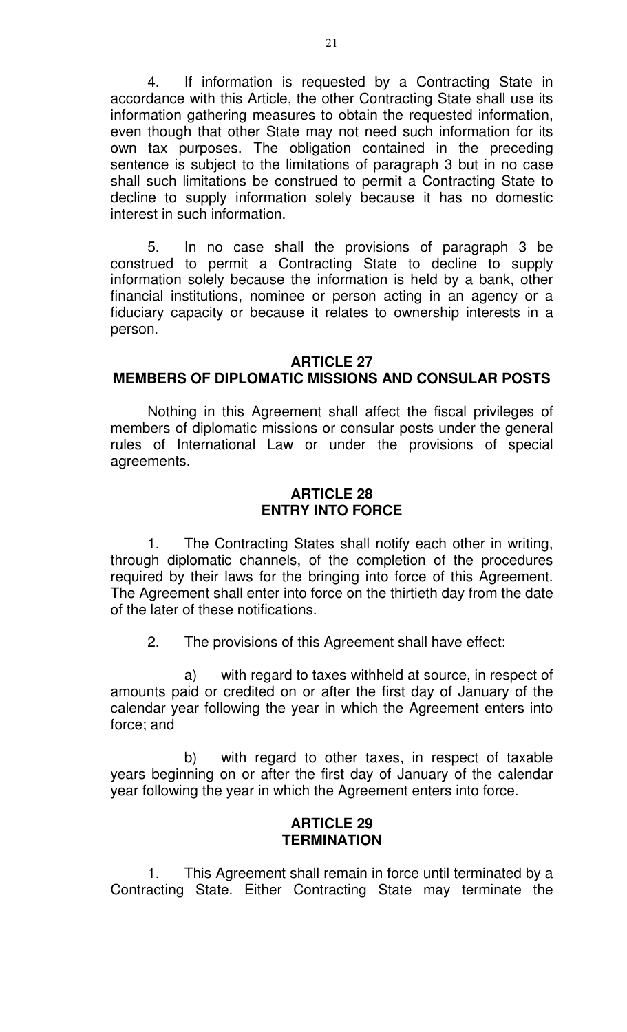4. If information is requested by a Contracting State in accordance with this Article, the other Contracting State shall use its information gathering measures to obtain the requested information, even though that other State may not need such information for its own tax purposes. The obligation contained in the preceding sentence is subject to the limitations of paragraph 3 but in no case shall such limitations be construed to permit a Contracting State to decline to supply information solely because it has no domestic interest in such information.

5. In no case shall the provisions of paragraph 3 be construed to permit a Contracting State to decline to supply information solely because the information is held by a bank, other financial institutions, nominee or person acting in an agency or a fiduciary capacity or because it relates to ownership interests in a person.

## ARTICLE 27
## MEMBERS OF DIPLOMATIC MISSIONS AND CONSULAR POSTS

Nothing in this Agreement shall affect the fiscal privileges of members of diplomatic missions or consular posts under the general rules of International Law or under the provisions of special agreements.

## ARTICLE 28
## ENTRY INTO FORCE

1. The Contracting States shall notify each other in writing, through diplomatic channels, of the completion of the procedures required by their laws for the bringing into force of this Agreement. The Agreement shall enter into force on the thirtieth day from the date of the later of these notifications.

2. The provisions of this Agreement shall have effect:

a) with regard to taxes withheld at source, in respect of amounts paid or credited on or after the first day of January of the calendar year following the year in which the Agreement enters into force; and

b) with regard to other taxes, in respect of taxable years beginning on or after the first day of January of the calendar year following the year in which the Agreement enters into force.

## ARTICLE 29
## TERMINATION

1. This Agreement shall remain in force until terminated by a Contracting State. Either Contracting State may terminate the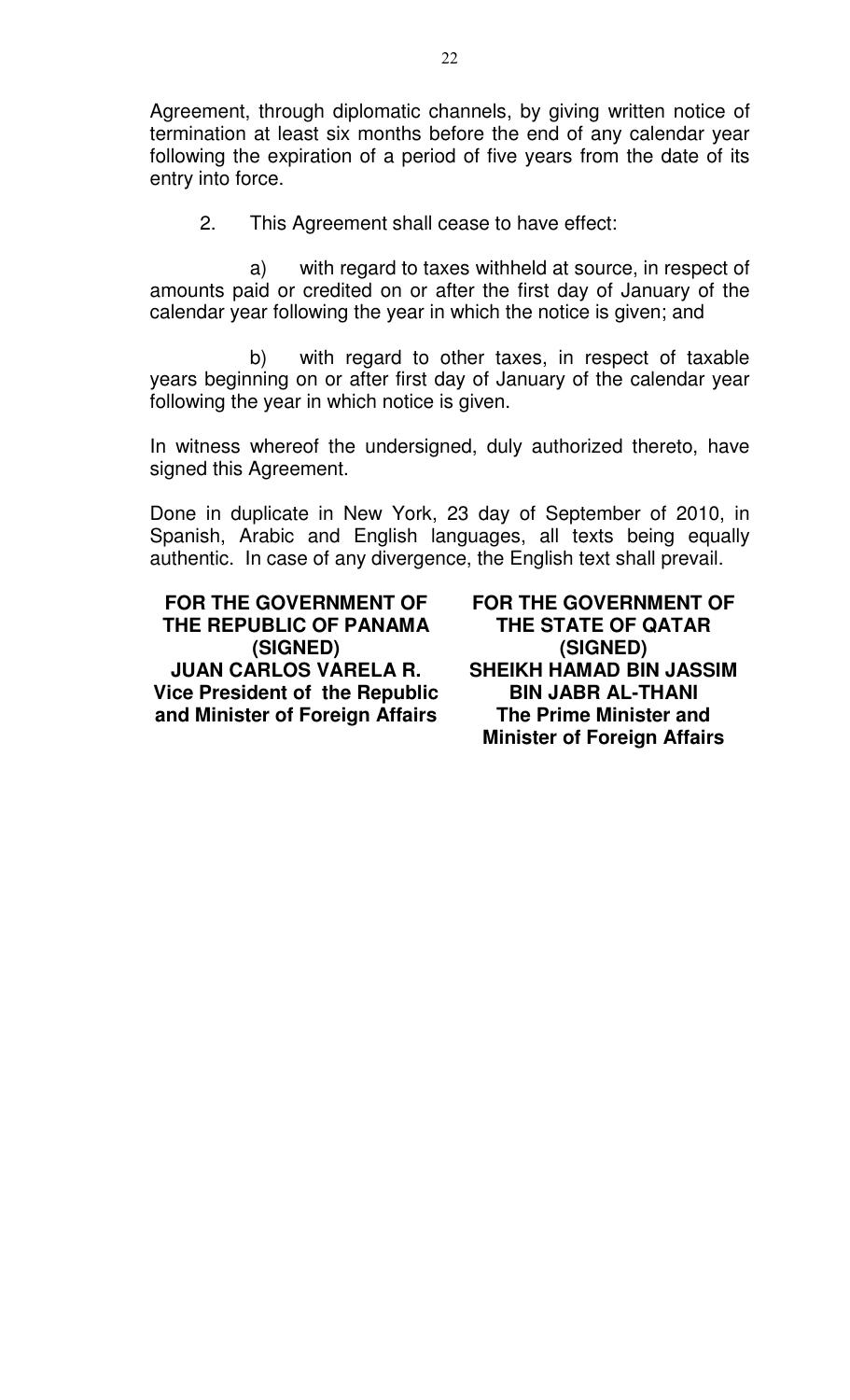Agreement, through diplomatic channels, by giving written notice of termination at least six months before the end of any calendar year following the expiration of a period of five years from the date of its entry into force.

2. This Agreement shall cease to have effect:

a) with regard to taxes withheld at source, in respect of amounts paid or credited on or after the first day of January of the calendar year following the year in which the notice is given; and

b) with regard to other taxes, in respect of taxable years beginning on or after first day of January of the calendar year following the year in which notice is given.

In witness whereof the undersigned, duly authorized thereto, have signed this Agreement.

Done in duplicate in New York, 23 day of September of 2010, in Spanish, Arabic and English languages, all texts being equally authentic. In case of any divergence, the English text shall prevail.

**FOR THE GOVERNMENT OF THE REPUBLIC OF PANAMA**
**(SIGNED)**
**JUAN CARLOS VARELA R.**
**Vice President of the Republic and Minister of Foreign Affairs**

**FOR THE GOVERNMENT OF THE STATE OF QATAR**
**(SIGNED)**
**SHEIKH HAMAD BIN JASSIM BIN JABR AL-THANI**
**The Prime Minister and Minister of Foreign Affairs**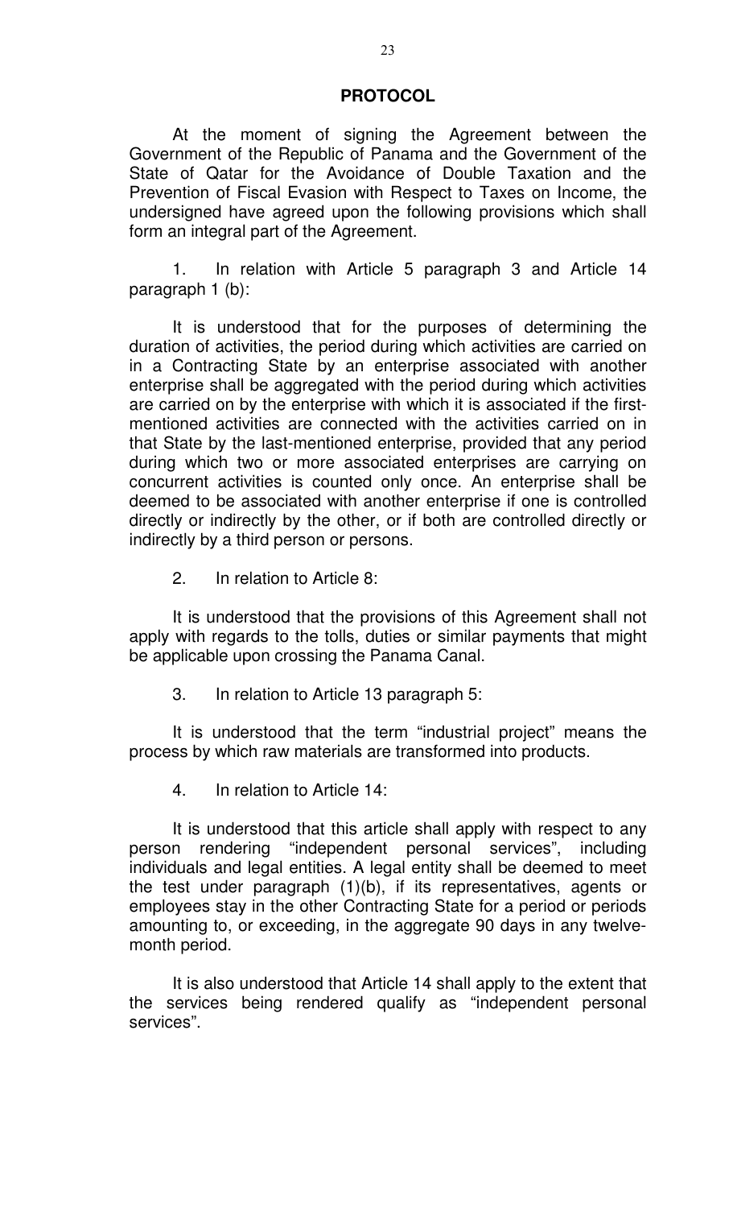## PROTOCOL

At the moment of signing the Agreement between the Government of the Republic of Panama and the Government of the State of Qatar for the Avoidance of Double Taxation and the Prevention of Fiscal Evasion with Respect to Taxes on Income, the undersigned have agreed upon the following provisions which shall form an integral part of the Agreement.

1. In relation with Article 5 paragraph 3 and Article 14 paragraph 1 (b):

It is understood that for the purposes of determining the duration of activities, the period during which activities are carried on in a Contracting State by an enterprise associated with another enterprise shall be aggregated with the period during which activities are carried on by the enterprise with which it is associated if the first-mentioned activities are connected with the activities carried on in that State by the last-mentioned enterprise, provided that any period during which two or more associated enterprises are carrying on concurrent activities is counted only once. An enterprise shall be deemed to be associated with another enterprise if one is controlled directly or indirectly by the other, or if both are controlled directly or indirectly by a third person or persons.

2. In relation to Article 8:

It is understood that the provisions of this Agreement shall not apply with regards to the tolls, duties or similar payments that might be applicable upon crossing the Panama Canal.

3. In relation to Article 13 paragraph 5:

It is understood that the term "industrial project" means the process by which raw materials are transformed into products.

4. In relation to Article 14:

It is understood that this article shall apply with respect to any person rendering "independent personal services", including individuals and legal entities. A legal entity shall be deemed to meet the test under paragraph (1)(b), if its representatives, agents or employees stay in the other Contracting State for a period or periods amounting to, or exceeding, in the aggregate 90 days in any twelve-month period.

It is also understood that Article 14 shall apply to the extent that the services being rendered qualify as "independent personal services".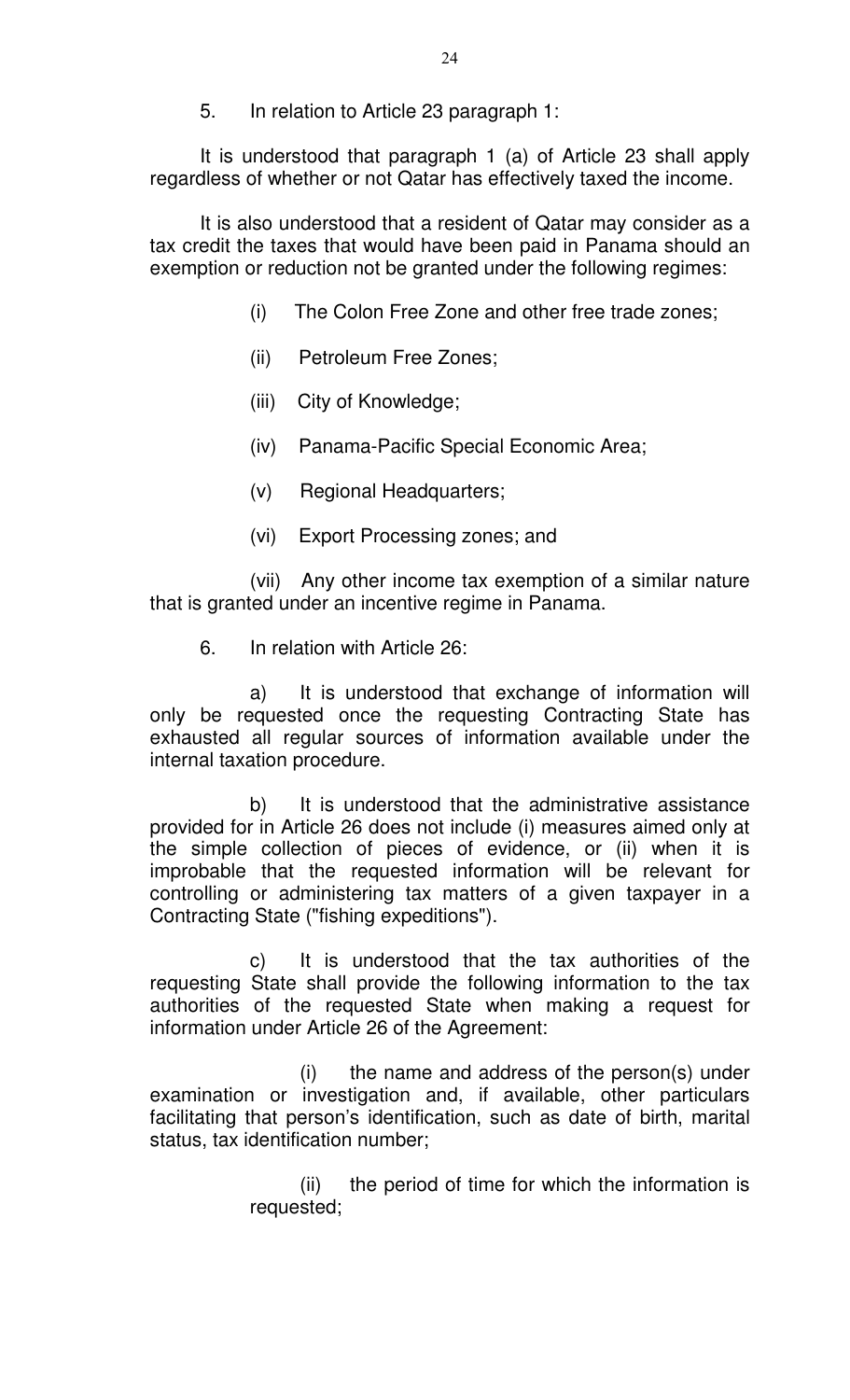5. In relation to Article 23 paragraph 1:

It is understood that paragraph 1 (a) of Article 23 shall apply regardless of whether or not Qatar has effectively taxed the income.

It is also understood that a resident of Qatar may consider as a tax credit the taxes that would have been paid in Panama should an exemption or reduction not be granted under the following regimes:

(i) The Colon Free Zone and other free trade zones;

(ii) Petroleum Free Zones;

(iii) City of Knowledge;

(iv) Panama-Pacific Special Economic Area;

(v) Regional Headquarters;

(vi) Export Processing zones; and

(vii) Any other income tax exemption of a similar nature that is granted under an incentive regime in Panama.

6. In relation with Article 26:

a) It is understood that exchange of information will only be requested once the requesting Contracting State has exhausted all regular sources of information available under the internal taxation procedure.

b) It is understood that the administrative assistance provided for in Article 26 does not include (i) measures aimed only at the simple collection of pieces of evidence, or (ii) when it is improbable that the requested information will be relevant for controlling or administering tax matters of a given taxpayer in a Contracting State ("fishing expeditions").

c) It is understood that the tax authorities of the requesting State shall provide the following information to the tax authorities of the requested State when making a request for information under Article 26 of the Agreement:

(i) the name and address of the person(s) under examination or investigation and, if available, other particulars facilitating that person's identification, such as date of birth, marital status, tax identification number;

(ii) the period of time for which the information is requested;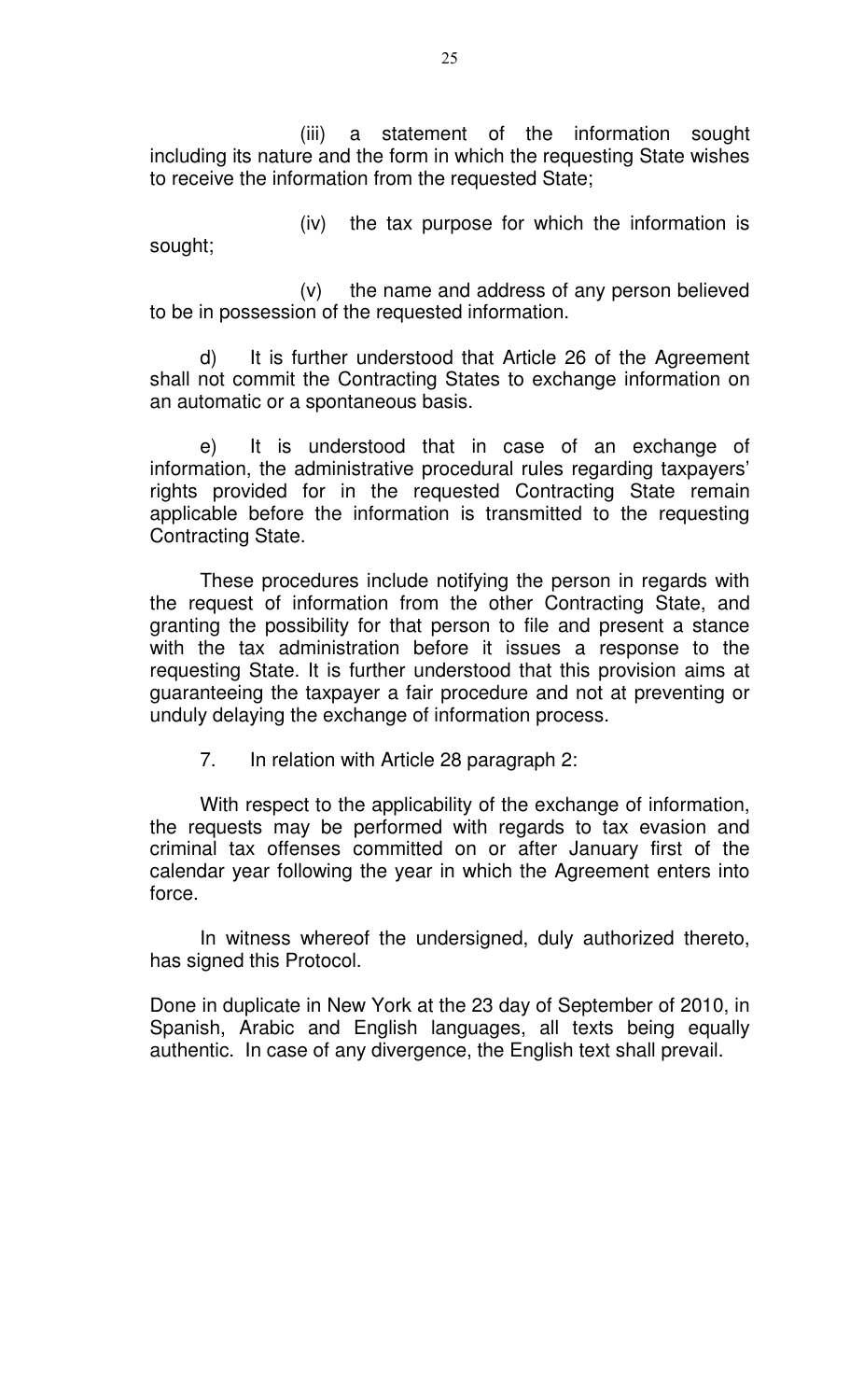(iii) a statement of the information sought including its nature and the form in which the requesting State wishes to receive the information from the requested State;

(iv) the tax purpose for which the information is sought;

(v) the name and address of any person believed to be in possession of the requested information.

d) It is further understood that Article 26 of the Agreement shall not commit the Contracting States to exchange information on an automatic or a spontaneous basis.

e) It is understood that in case of an exchange of information, the administrative procedural rules regarding taxpayers' rights provided for in the requested Contracting State remain applicable before the information is transmitted to the requesting Contracting State.

These procedures include notifying the person in regards with the request of information from the other Contracting State, and granting the possibility for that person to file and present a stance with the tax administration before it issues a response to the requesting State. It is further understood that this provision aims at guaranteeing the taxpayer a fair procedure and not at preventing or unduly delaying the exchange of information process.

7. In relation with Article 28 paragraph 2:

With respect to the applicability of the exchange of information, the requests may be performed with regards to tax evasion and criminal tax offenses committed on or after January first of the calendar year following the year in which the Agreement enters into force.

In witness whereof the undersigned, duly authorized thereto, has signed this Protocol.

Done in duplicate in New York at the 23 day of September of 2010, in Spanish, Arabic and English languages, all texts being equally authentic. In case of any divergence, the English text shall prevail.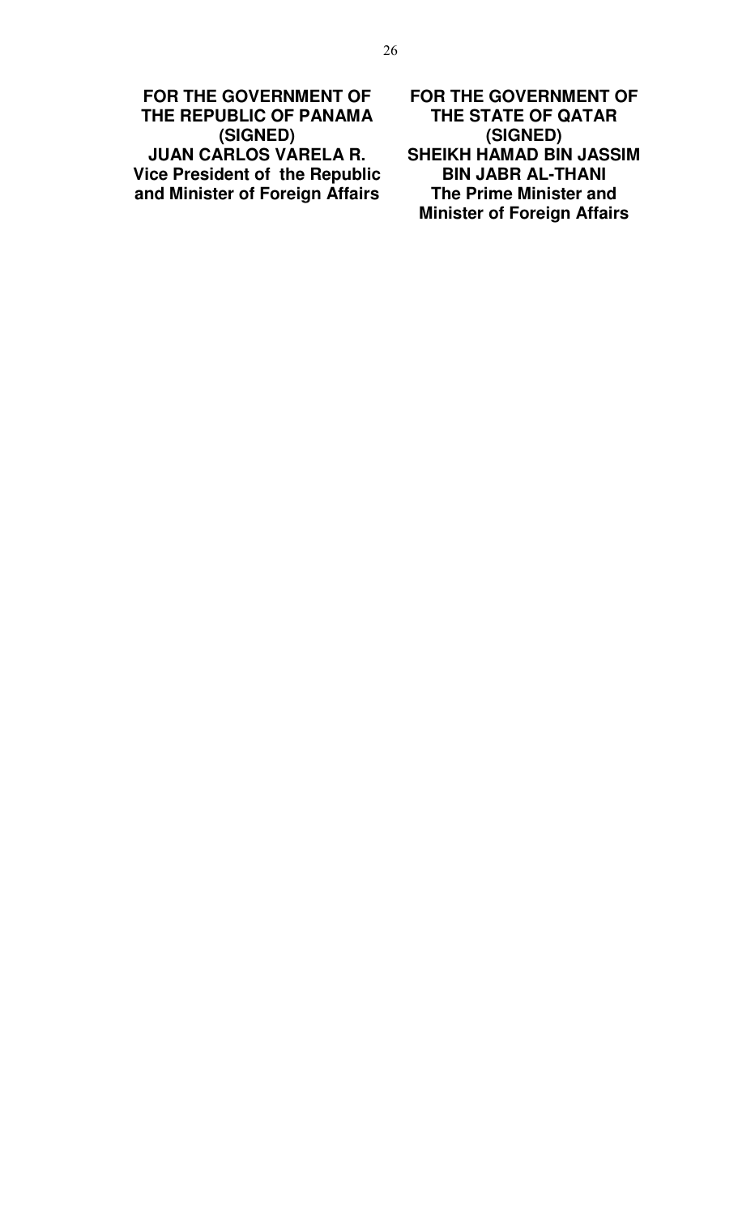**FOR THE GOVERNMENT OF THE REPUBLIC OF PANAMA**
**(SIGNED)**
**JUAN CARLOS VARELA R.**
**Vice President of the Republic and Minister of Foreign Affairs**

**FOR THE GOVERNMENT OF THE STATE OF QATAR**
**(SIGNED)**
**SHEIKH HAMAD BIN JASSIM BIN JABR AL-THANI**
**The Prime Minister and Minister of Foreign Affairs**